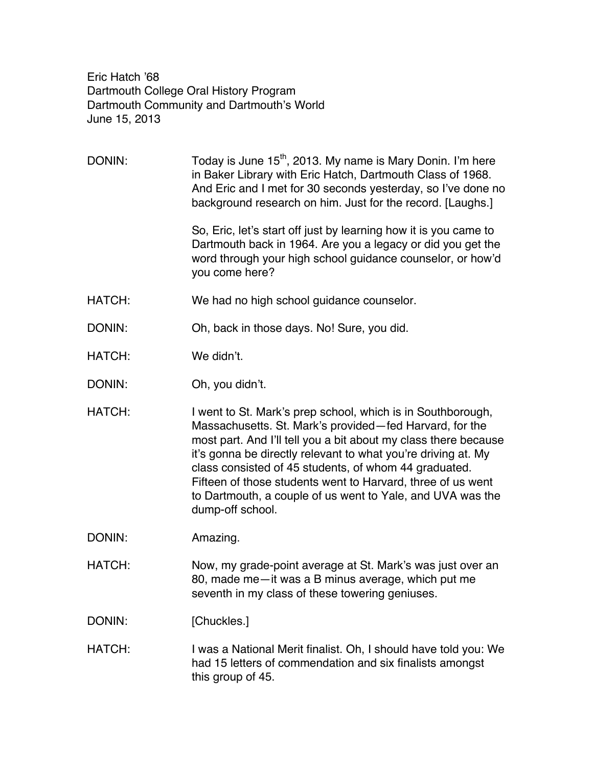Eric Hatch '68
Dartmouth College Oral History Program
Dartmouth Community and Dartmouth's World
June 15, 2013

DONIN: Today is June 15th, 2013. My name is Mary Donin. I'm here in Baker Library with Eric Hatch, Dartmouth Class of 1968. And Eric and I met for 30 seconds yesterday, so I've done no background research on him. Just for the record. [Laughs.]

So, Eric, let's start off just by learning how it is you came to Dartmouth back in 1964. Are you a legacy or did you get the word through your high school guidance counselor, or how'd you come here?

HATCH: We had no high school guidance counselor.

DONIN: Oh, back in those days. No! Sure, you did.

HATCH: We didn't.

DONIN: Oh, you didn't.

HATCH: I went to St. Mark's prep school, which is in Southborough, Massachusetts. St. Mark's provided—fed Harvard, for the most part. And I'll tell you a bit about my class there because it's gonna be directly relevant to what you're driving at. My class consisted of 45 students, of whom 44 graduated. Fifteen of those students went to Harvard, three of us went to Dartmouth, a couple of us went to Yale, and UVA was the dump-off school.

DONIN: Amazing.

HATCH: Now, my grade-point average at St. Mark's was just over an 80, made me—it was a B minus average, which put me seventh in my class of these towering geniuses.

DONIN: [Chuckles.]

HATCH: I was a National Merit finalist. Oh, I should have told you: We had 15 letters of commendation and six finalists amongst this group of 45.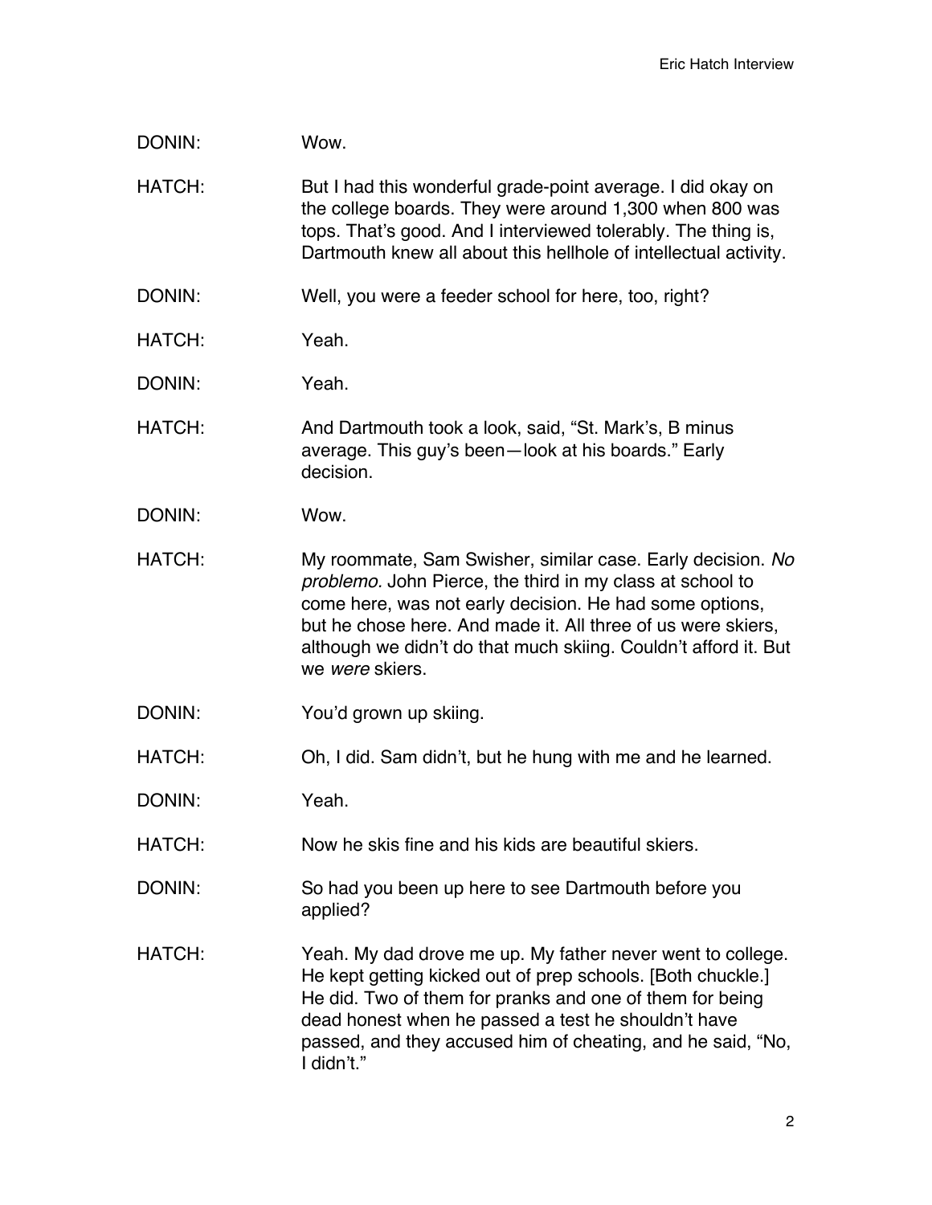DONIN: Wow.

HATCH: But I had this wonderful grade-point average. I did okay on the college boards. They were around 1,300 when 800 was tops. That's good. And I interviewed tolerably. The thing is, Dartmouth knew all about this hellhole of intellectual activity.

DONIN: Well, you were a feeder school for here, too, right?

HATCH: Yeah.

DONIN: Yeah.

HATCH: And Dartmouth took a look, said, "St. Mark's, B minus average. This guy's been—look at his boards." Early decision.

DONIN: Wow.

HATCH: My roommate, Sam Swisher, similar case. Early decision. *No problemo.* John Pierce, the third in my class at school to come here, was not early decision. He had some options, but he chose here. And made it. All three of us were skiers, although we didn't do that much skiing. Couldn't afford it. But we *were* skiers.

DONIN: You'd grown up skiing.

HATCH: Oh, I did. Sam didn't, but he hung with me and he learned.

DONIN: Yeah.

HATCH: Now he skis fine and his kids are beautiful skiers.

DONIN: So had you been up here to see Dartmouth before you applied?

HATCH: Yeah. My dad drove me up. My father never went to college. He kept getting kicked out of prep schools. [Both chuckle.] He did. Two of them for pranks and one of them for being dead honest when he passed a test he shouldn't have passed, and they accused him of cheating, and he said, "No, I didn't."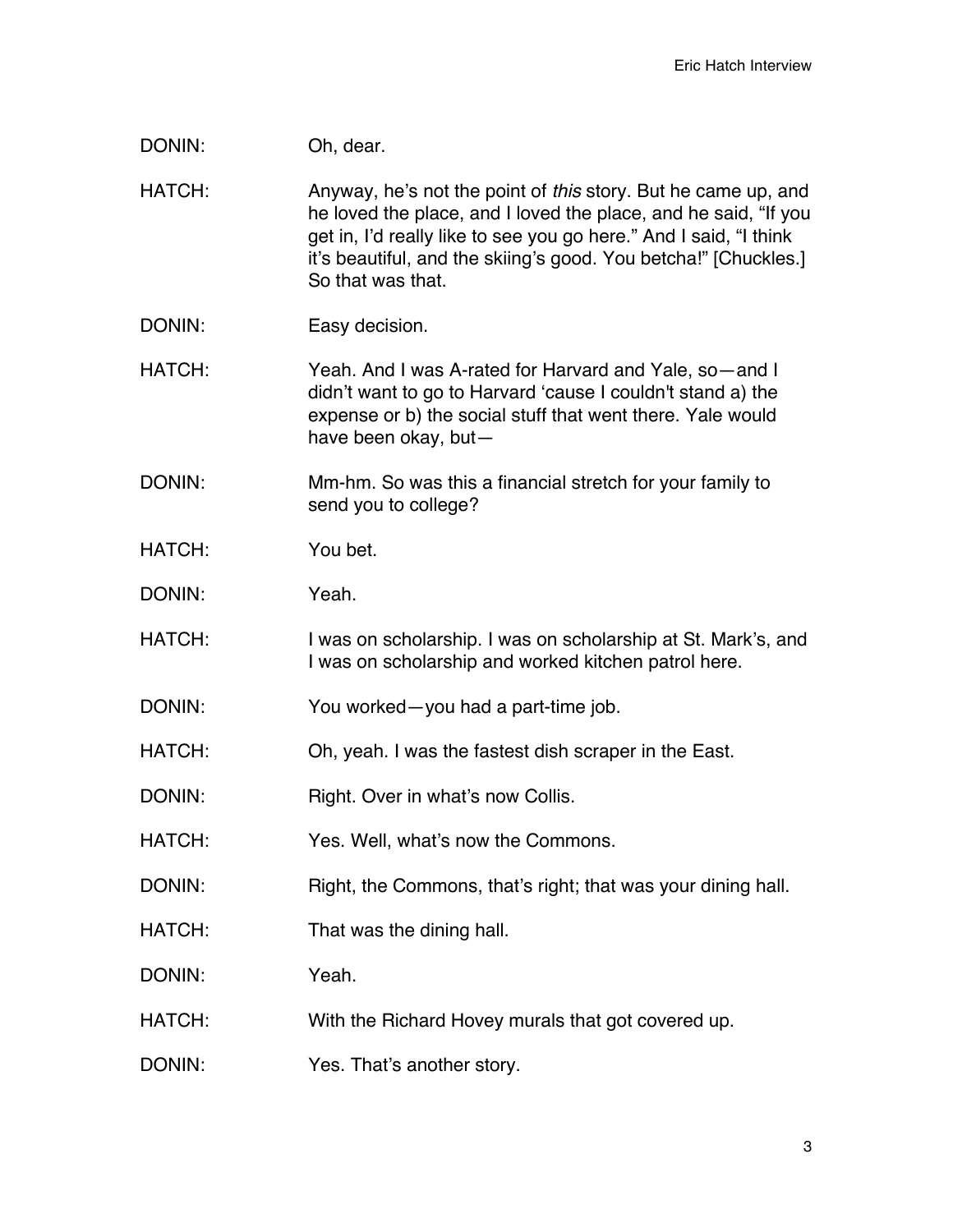DONIN: Oh, dear.

HATCH: Anyway, he's not the point of *this* story. But he came up, and he loved the place, and I loved the place, and he said, "If you get in, I'd really like to see you go here." And I said, "I think it's beautiful, and the skiing's good. You betcha!" [Chuckles.] So that was that.

DONIN: Easy decision.

HATCH: Yeah. And I was A-rated for Harvard and Yale, so—and I didn't want to go to Harvard 'cause I couldn't stand a) the expense or b) the social stuff that went there. Yale would have been okay, but—

DONIN: Mm-hm. So was this a financial stretch for your family to send you to college?

HATCH: You bet.

DONIN: Yeah.

HATCH: I was on scholarship. I was on scholarship at St. Mark's, and I was on scholarship and worked kitchen patrol here.

DONIN: You worked—you had a part-time job.

HATCH: Oh, yeah. I was the fastest dish scraper in the East.

DONIN: Right. Over in what's now Collis.

HATCH: Yes. Well, what's now the Commons.

DONIN: Right, the Commons, that's right; that was your dining hall.

HATCH: That was the dining hall.

DONIN: Yeah.

HATCH: With the Richard Hovey murals that got covered up.

DONIN: Yes. That's another story.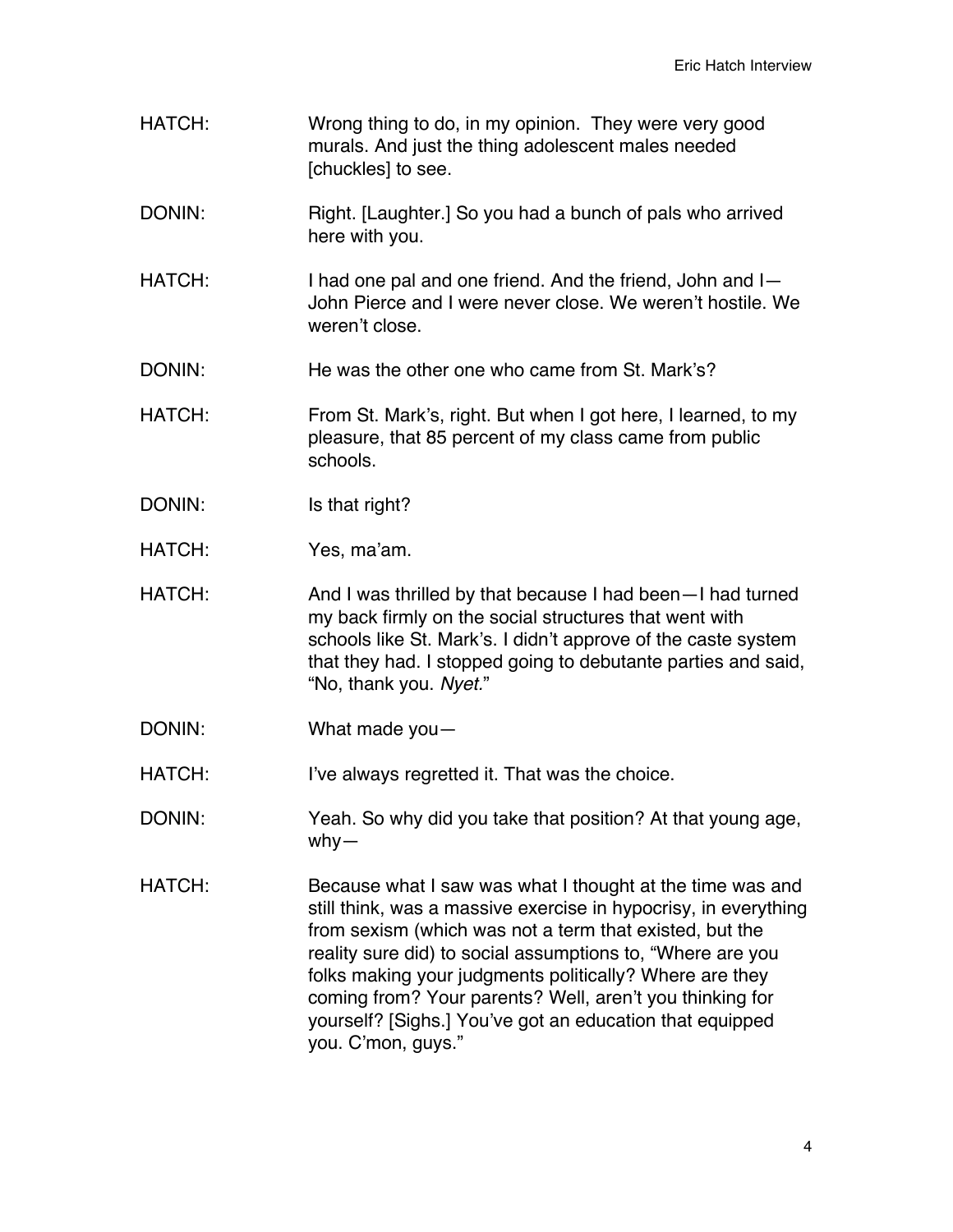HATCH: Wrong thing to do, in my opinion. They were very good murals. And just the thing adolescent males needed [chuckles] to see.

DONIN: Right. [Laughter.] So you had a bunch of pals who arrived here with you.

HATCH: I had one pal and one friend. And the friend, John and I—John Pierce and I were never close. We weren't hostile. We weren't close.

DONIN: He was the other one who came from St. Mark's?

HATCH: From St. Mark's, right. But when I got here, I learned, to my pleasure, that 85 percent of my class came from public schools.

DONIN: Is that right?

HATCH: Yes, ma'am.

HATCH: And I was thrilled by that because I had been—I had turned my back firmly on the social structures that went with schools like St. Mark's. I didn't approve of the caste system that they had. I stopped going to debutante parties and said, "No, thank you. *Nyet.*"

DONIN: What made you—

HATCH: I've always regretted it. That was the choice.

DONIN: Yeah. So why did you take that position? At that young age, why—

HATCH: Because what I saw was what I thought at the time was and still think, was a massive exercise in hypocrisy, in everything from sexism (which was not a term that existed, but the reality sure did) to social assumptions to, "Where are you folks making your judgments politically? Where are they coming from? Your parents? Well, aren't you thinking for yourself? [Sighs.] You've got an education that equipped you. C'mon, guys."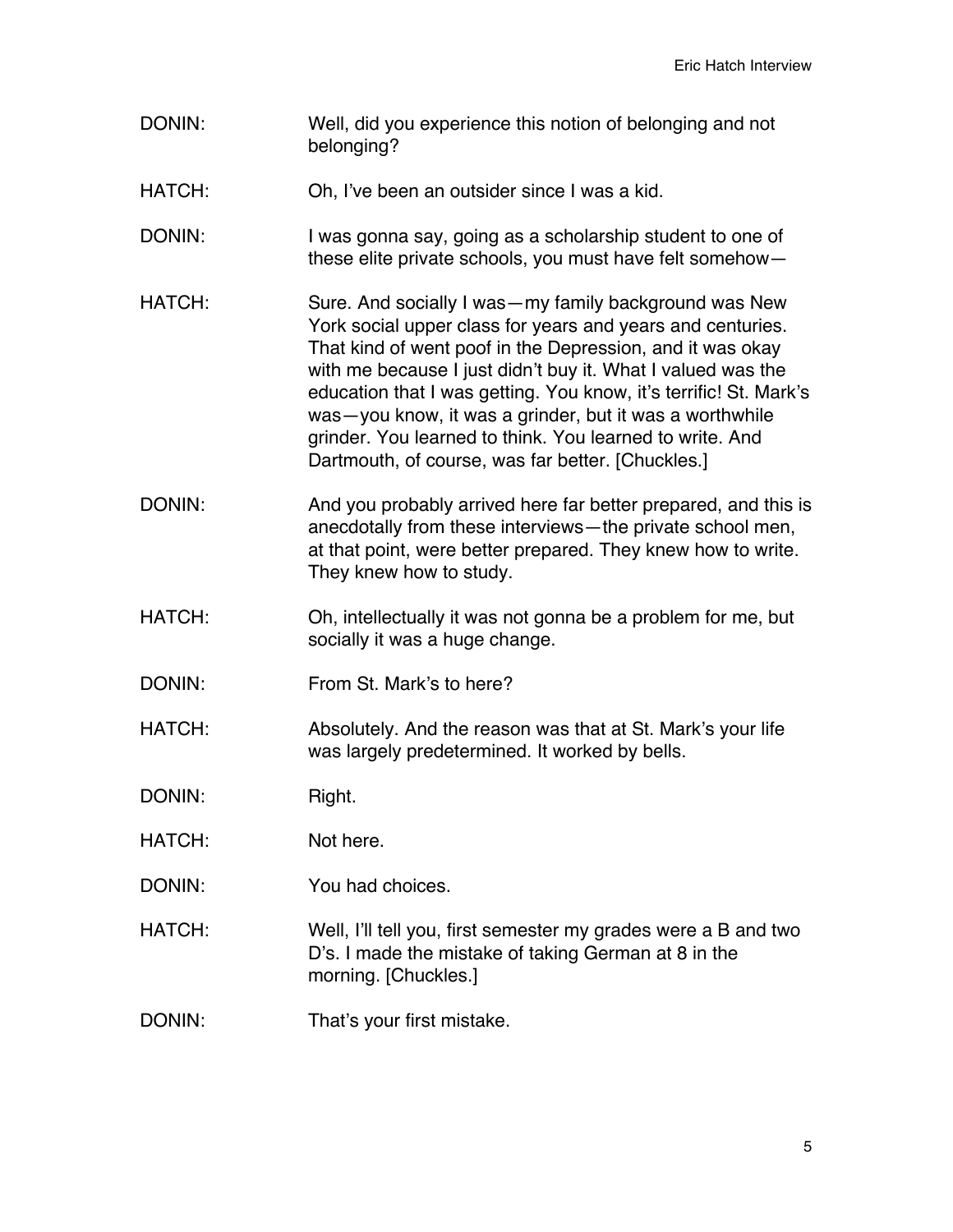DONIN: Well, did you experience this notion of belonging and not belonging?

HATCH: Oh, I've been an outsider since I was a kid.

DONIN: I was gonna say, going as a scholarship student to one of these elite private schools, you must have felt somehow—

HATCH: Sure. And socially I was—my family background was New York social upper class for years and years and centuries. That kind of went poof in the Depression, and it was okay with me because I just didn't buy it. What I valued was the education that I was getting. You know, it's terrific! St. Mark's was—you know, it was a grinder, but it was a worthwhile grinder. You learned to think. You learned to write. And Dartmouth, of course, was far better. [Chuckles.]

DONIN: And you probably arrived here far better prepared, and this is anecdotally from these interviews—the private school men, at that point, were better prepared. They knew how to write. They knew how to study.

HATCH: Oh, intellectually it was not gonna be a problem for me, but socially it was a huge change.

DONIN: From St. Mark's to here?

HATCH: Absolutely. And the reason was that at St. Mark's your life was largely predetermined. It worked by bells.

DONIN: Right.

HATCH: Not here.

DONIN: You had choices.

HATCH: Well, I'll tell you, first semester my grades were a B and two D's. I made the mistake of taking German at 8 in the morning. [Chuckles.]

DONIN: That's your first mistake.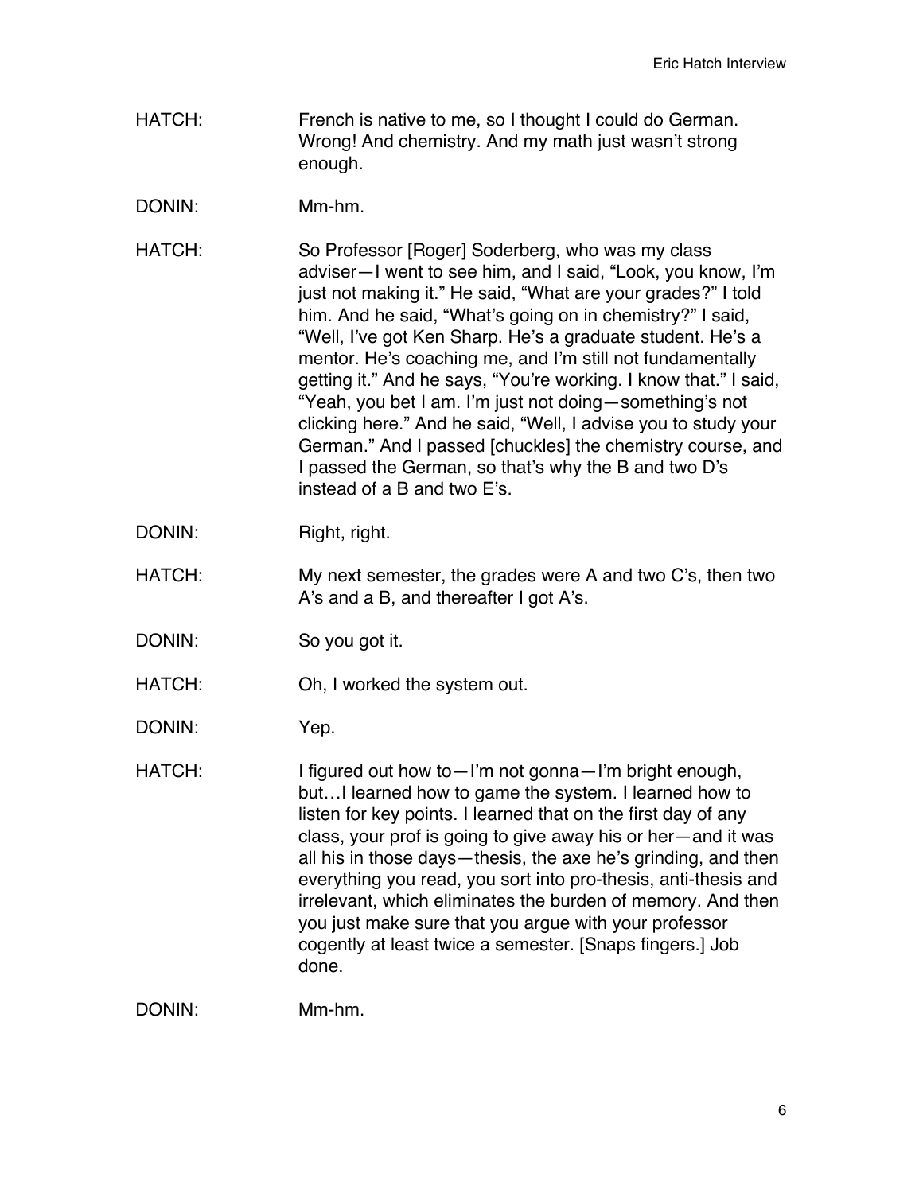HATCH: French is native to me, so I thought I could do German. Wrong! And chemistry. And my math just wasn't strong enough.

DONIN: Mm-hm.

HATCH: So Professor [Roger] Soderberg, who was my class adviser—I went to see him, and I said, "Look, you know, I'm just not making it." He said, "What are your grades?" I told him. And he said, "What's going on in chemistry?" I said, "Well, I've got Ken Sharp. He's a graduate student. He's a mentor. He's coaching me, and I'm still not fundamentally getting it." And he says, "You're working. I know that." I said, "Yeah, you bet I am. I'm just not doing—something's not clicking here." And he said, "Well, I advise you to study your German." And I passed [chuckles] the chemistry course, and I passed the German, so that's why the B and two D's instead of a B and two E's.

DONIN: Right, right.

HATCH: My next semester, the grades were A and two C's, then two A's and a B, and thereafter I got A's.

DONIN: So you got it.

HATCH: Oh, I worked the system out.

DONIN: Yep.

HATCH: I figured out how to—I'm not gonna—I'm bright enough, but…I learned how to game the system. I learned how to listen for key points. I learned that on the first day of any class, your prof is going to give away his or her—and it was all his in those days—thesis, the axe he's grinding, and then everything you read, you sort into pro-thesis, anti-thesis and irrelevant, which eliminates the burden of memory. And then you just make sure that you argue with your professor cogently at least twice a semester. [Snaps fingers.] Job done.

DONIN: Mm-hm.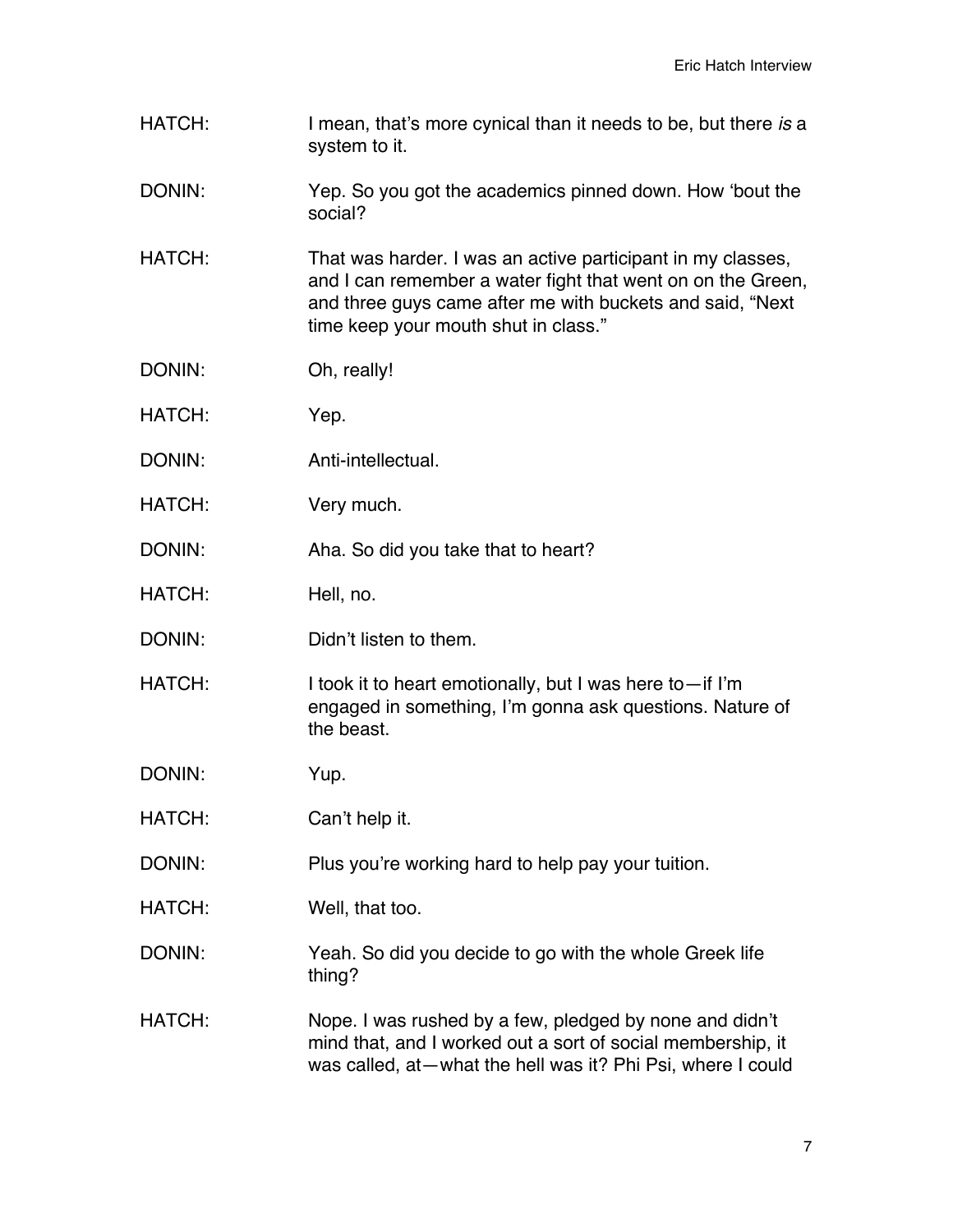HATCH: I mean, that's more cynical than it needs to be, but there *is* a system to it.

DONIN: Yep. So you got the academics pinned down. How 'bout the social?

HATCH: That was harder. I was an active participant in my classes, and I can remember a water fight that went on on the Green, and three guys came after me with buckets and said, "Next time keep your mouth shut in class."

DONIN: Oh, really!

HATCH: Yep.

DONIN: Anti-intellectual.

HATCH: Very much.

DONIN: Aha. So did you take that to heart?

HATCH: Hell, no.

DONIN: Didn't listen to them.

HATCH: I took it to heart emotionally, but I was here to—if I'm engaged in something, I'm gonna ask questions. Nature of the beast.

DONIN: Yup.

HATCH: Can't help it.

DONIN: Plus you're working hard to help pay your tuition.

HATCH: Well, that too.

DONIN: Yeah. So did you decide to go with the whole Greek life thing?

HATCH: Nope. I was rushed by a few, pledged by none and didn't mind that, and I worked out a sort of social membership, it was called, at—what the hell was it? Phi Psi, where I could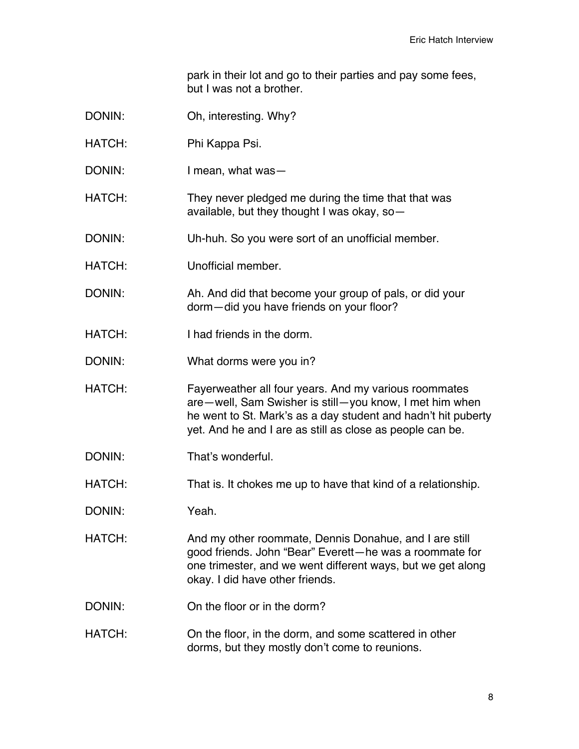park in their lot and go to their parties and pay some fees, but I was not a brother.

DONIN: Oh, interesting. Why?

HATCH: Phi Kappa Psi.

DONIN: I mean, what was—

HATCH: They never pledged me during the time that that was available, but they thought I was okay, so—

DONIN: Uh-huh. So you were sort of an unofficial member.

HATCH: Unofficial member.

DONIN: Ah. And did that become your group of pals, or did your dorm—did you have friends on your floor?

HATCH: I had friends in the dorm.

DONIN: What dorms were you in?

HATCH: Fayerweather all four years. And my various roommates are—well, Sam Swisher is still—you know, I met him when he went to St. Mark's as a day student and hadn't hit puberty yet. And he and I are as still as close as people can be.

DONIN: That's wonderful.

HATCH: That is. It chokes me up to have that kind of a relationship.

DONIN: Yeah.

HATCH: And my other roommate, Dennis Donahue, and I are still good friends. John "Bear" Everett—he was a roommate for one trimester, and we went different ways, but we get along okay. I did have other friends.

DONIN: On the floor or in the dorm?

HATCH: On the floor, in the dorm, and some scattered in other dorms, but they mostly don't come to reunions.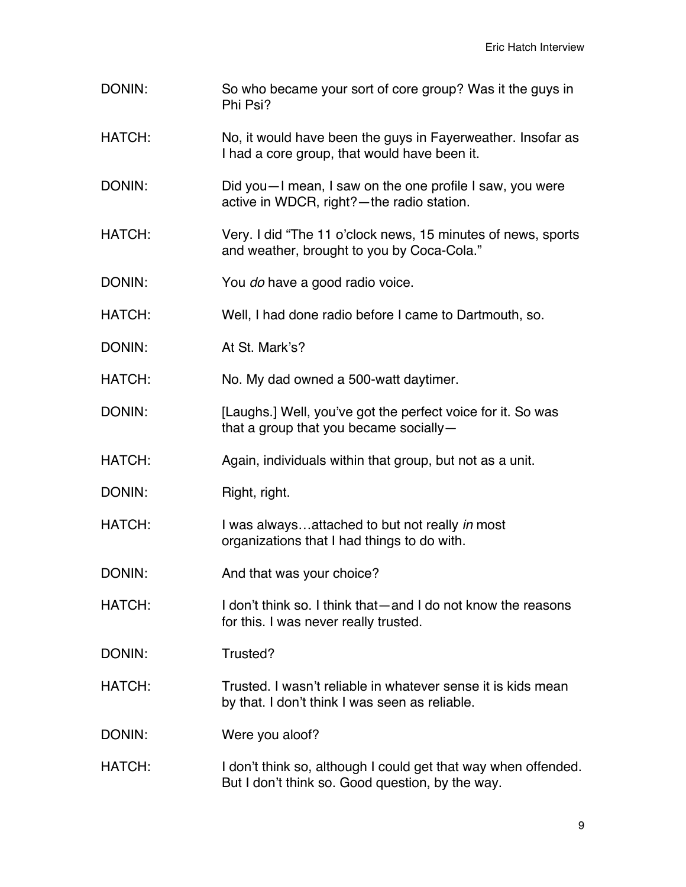DONIN: So who became your sort of core group? Was it the guys in Phi Psi?

HATCH: No, it would have been the guys in Fayerweather. Insofar as I had a core group, that would have been it.

DONIN: Did you—I mean, I saw on the one profile I saw, you were active in WDCR, right?—the radio station.

HATCH: Very. I did "The 11 o'clock news, 15 minutes of news, sports and weather, brought to you by Coca-Cola."

DONIN: You *do* have a good radio voice.

HATCH: Well, I had done radio before I came to Dartmouth, so.

DONIN: At St. Mark's?

HATCH: No. My dad owned a 500-watt daytimer.

DONIN: [Laughs.] Well, you've got the perfect voice for it. So was that a group that you became socially—

HATCH: Again, individuals within that group, but not as a unit.

DONIN: Right, right.

HATCH: I was always…attached to but not really *in* most organizations that I had things to do with.

DONIN: And that was your choice?

HATCH: I don't think so. I think that—and I do not know the reasons for this. I was never really trusted.

DONIN: Trusted?

HATCH: Trusted. I wasn't reliable in whatever sense it is kids mean by that. I don't think I was seen as reliable.

DONIN: Were you aloof?

HATCH: I don't think so, although I could get that way when offended. But I don't think so. Good question, by the way.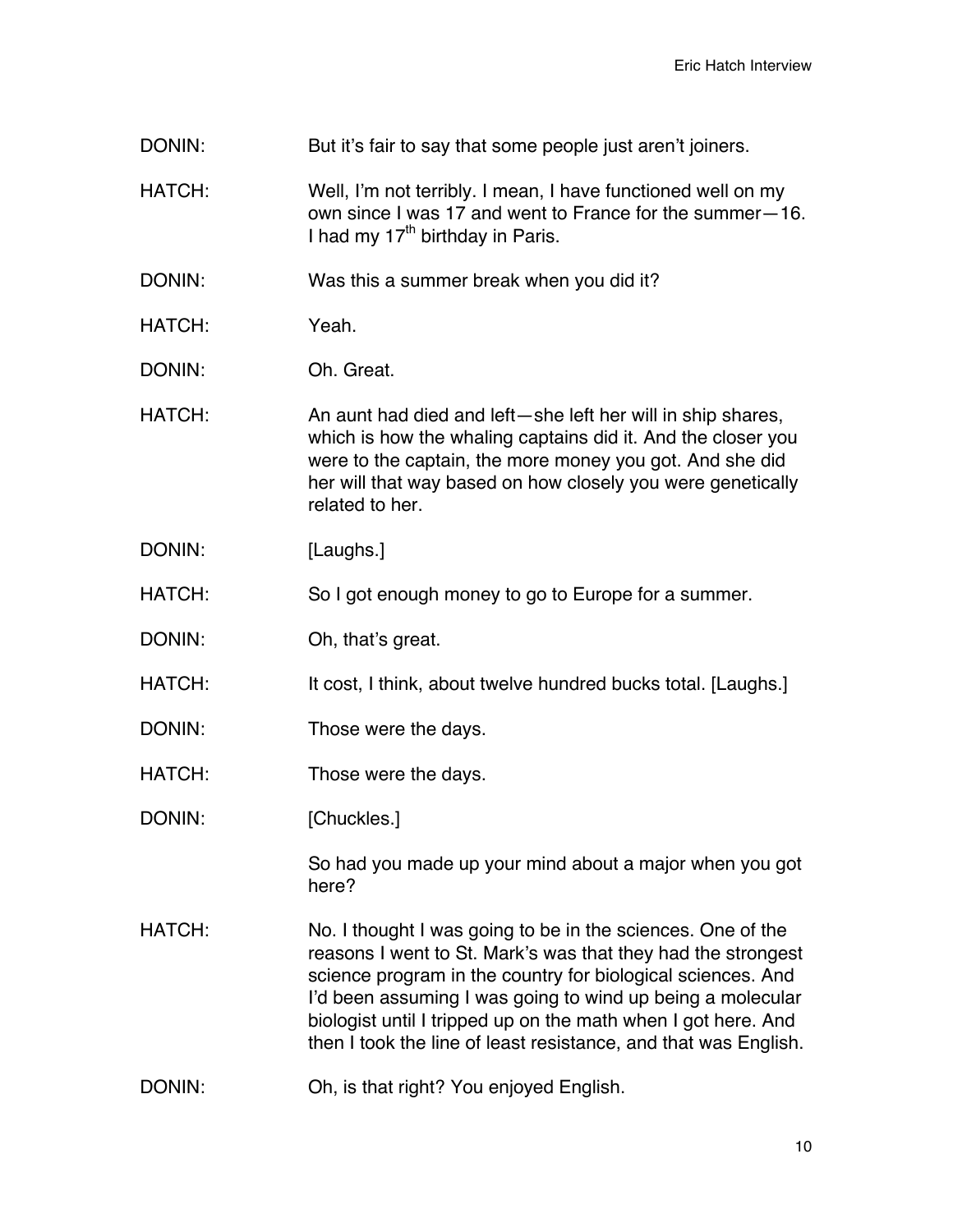DONIN: But it's fair to say that some people just aren't joiners.

HATCH: Well, I'm not terribly. I mean, I have functioned well on my own since I was 17 and went to France for the summer—16. I had my 17th birthday in Paris.

DONIN: Was this a summer break when you did it?

HATCH: Yeah.

DONIN: Oh. Great.

HATCH: An aunt had died and left—she left her will in ship shares, which is how the whaling captains did it. And the closer you were to the captain, the more money you got. And she did her will that way based on how closely you were genetically related to her.

DONIN: [Laughs.]

HATCH: So I got enough money to go to Europe for a summer.

DONIN: Oh, that's great.

HATCH: It cost, I think, about twelve hundred bucks total. [Laughs.]

DONIN: Those were the days.

HATCH: Those were the days.

DONIN: [Chuckles.]

So had you made up your mind about a major when you got here?

HATCH: No. I thought I was going to be in the sciences. One of the reasons I went to St. Mark's was that they had the strongest science program in the country for biological sciences. And I'd been assuming I was going to wind up being a molecular biologist until I tripped up on the math when I got here. And then I took the line of least resistance, and that was English.

DONIN: Oh, is that right? You enjoyed English.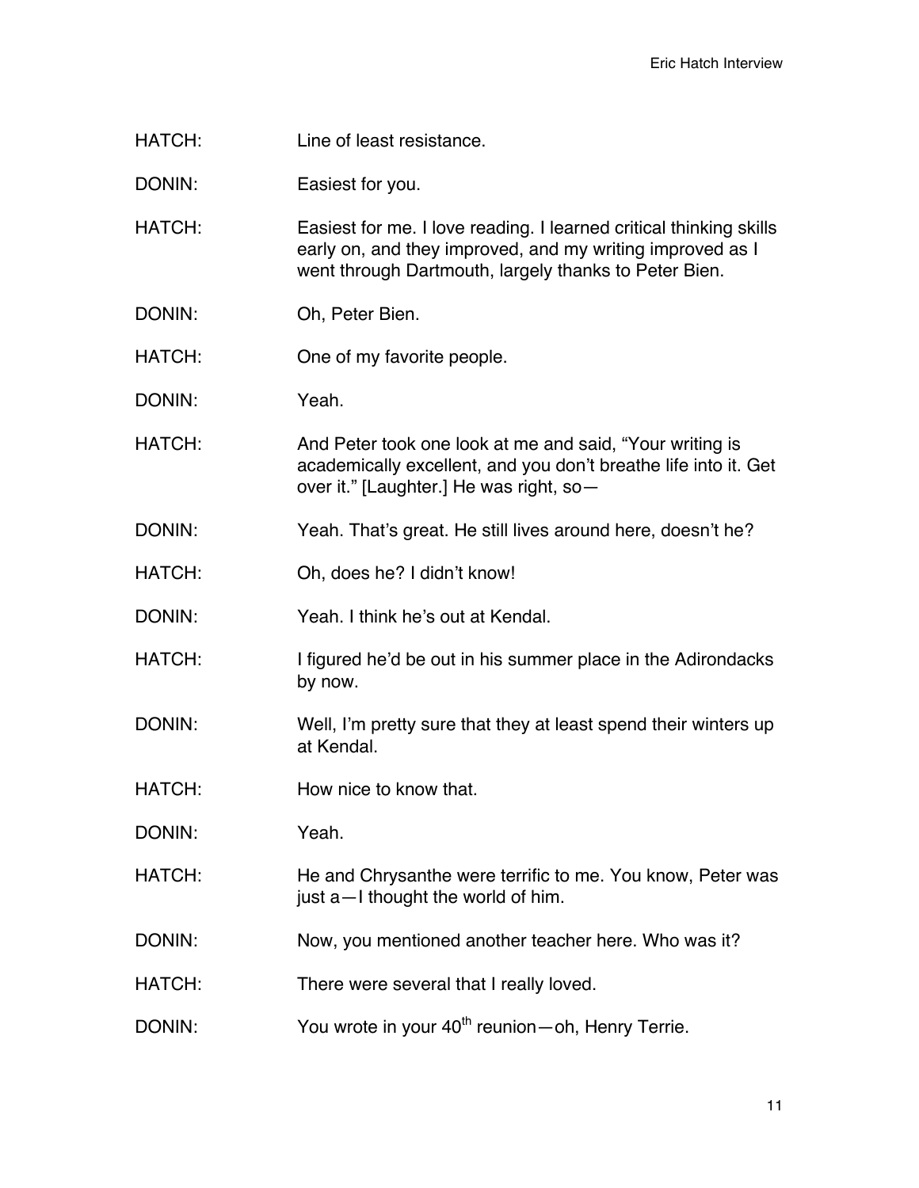HATCH: Line of least resistance.

DONIN: Easiest for you.

HATCH: Easiest for me. I love reading. I learned critical thinking skills early on, and they improved, and my writing improved as I went through Dartmouth, largely thanks to Peter Bien.

DONIN: Oh, Peter Bien.

HATCH: One of my favorite people.

DONIN: Yeah.

HATCH: And Peter took one look at me and said, "Your writing is academically excellent, and you don't breathe life into it. Get over it." [Laughter.] He was right, so—

DONIN: Yeah. That's great. He still lives around here, doesn't he?

HATCH: Oh, does he? I didn't know!

DONIN: Yeah. I think he's out at Kendal.

HATCH: I figured he'd be out in his summer place in the Adirondacks by now.

DONIN: Well, I'm pretty sure that they at least spend their winters up at Kendal.

HATCH: How nice to know that.

DONIN: Yeah.

HATCH: He and Chrysanthe were terrific to me. You know, Peter was just a—I thought the world of him.

DONIN: Now, you mentioned another teacher here. Who was it?

HATCH: There were several that I really loved.

DONIN: You wrote in your 40th reunion—oh, Henry Terrie.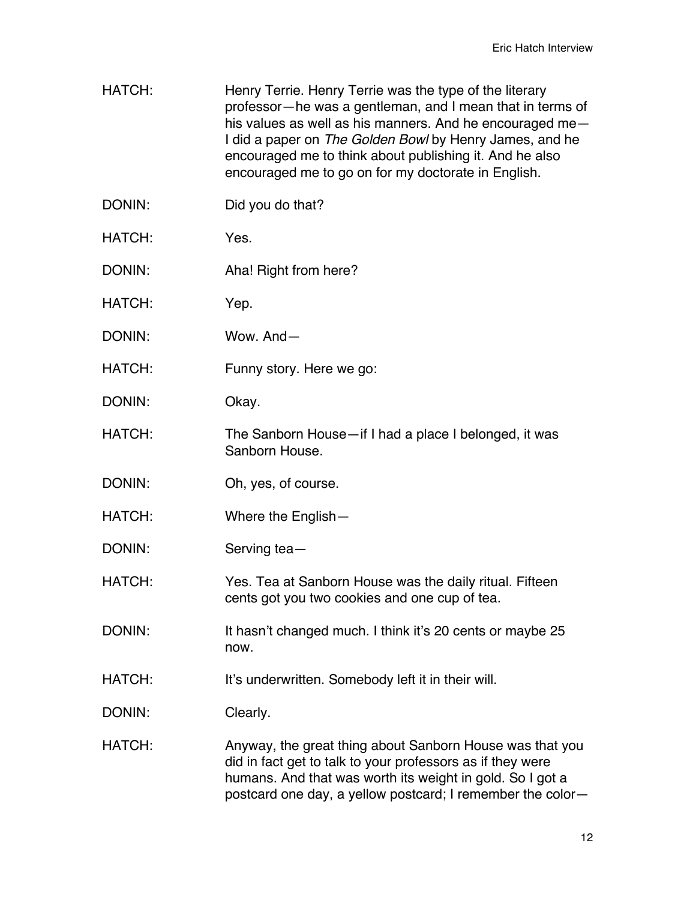HATCH: Henry Terrie. Henry Terrie was the type of the literary professor—he was a gentleman, and I mean that in terms of his values as well as his manners. And he encouraged me—I did a paper on *The Golden Bowl* by Henry James, and he encouraged me to think about publishing it. And he also encouraged me to go on for my doctorate in English.

DONIN: Did you do that?

HATCH: Yes.

DONIN: Aha! Right from here?

HATCH: Yep.

DONIN: Wow. And—

HATCH: Funny story. Here we go:

DONIN: Okay.

HATCH: The Sanborn House—if I had a place I belonged, it was Sanborn House.

DONIN: Oh, yes, of course.

HATCH: Where the English—

DONIN: Serving tea—

HATCH: Yes. Tea at Sanborn House was the daily ritual. Fifteen cents got you two cookies and one cup of tea.

DONIN: It hasn't changed much. I think it's 20 cents or maybe 25 now.

HATCH: It's underwritten. Somebody left it in their will.

DONIN: Clearly.

HATCH: Anyway, the great thing about Sanborn House was that you did in fact get to talk to your professors as if they were humans. And that was worth its weight in gold. So I got a postcard one day, a yellow postcard; I remember the color—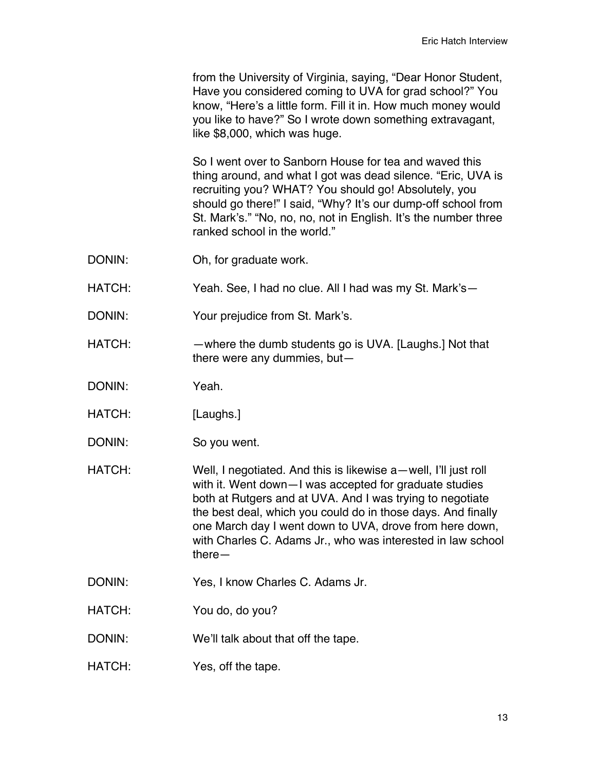from the University of Virginia, saying, "Dear Honor Student, Have you considered coming to UVA for grad school?" You know, "Here's a little form. Fill it in. How much money would you like to have?" So I wrote down something extravagant, like $8,000, which was huge.

So I went over to Sanborn House for tea and waved this thing around, and what I got was dead silence. "Eric, UVA is recruiting you? WHAT? You should go! Absolutely, you should go there!" I said, "Why? It's our dump-off school from St. Mark's." "No, no, no, not in English. It's the number three ranked school in the world."

DONIN: Oh, for graduate work.

HATCH: Yeah. See, I had no clue. All I had was my St. Mark's—

DONIN: Your prejudice from St. Mark's.

HATCH: —where the dumb students go is UVA. [Laughs.] Not that there were any dummies, but—

DONIN: Yeah.

HATCH: [Laughs.]

DONIN: So you went.

HATCH: Well, I negotiated. And this is likewise a—well, I'll just roll with it. Went down—I was accepted for graduate studies both at Rutgers and at UVA. And I was trying to negotiate the best deal, which you could do in those days. And finally one March day I went down to UVA, drove from here down, with Charles C. Adams Jr., who was interested in law school there—

DONIN: Yes, I know Charles C. Adams Jr.

HATCH: You do, do you?

DONIN: We'll talk about that off the tape.

HATCH: Yes, off the tape.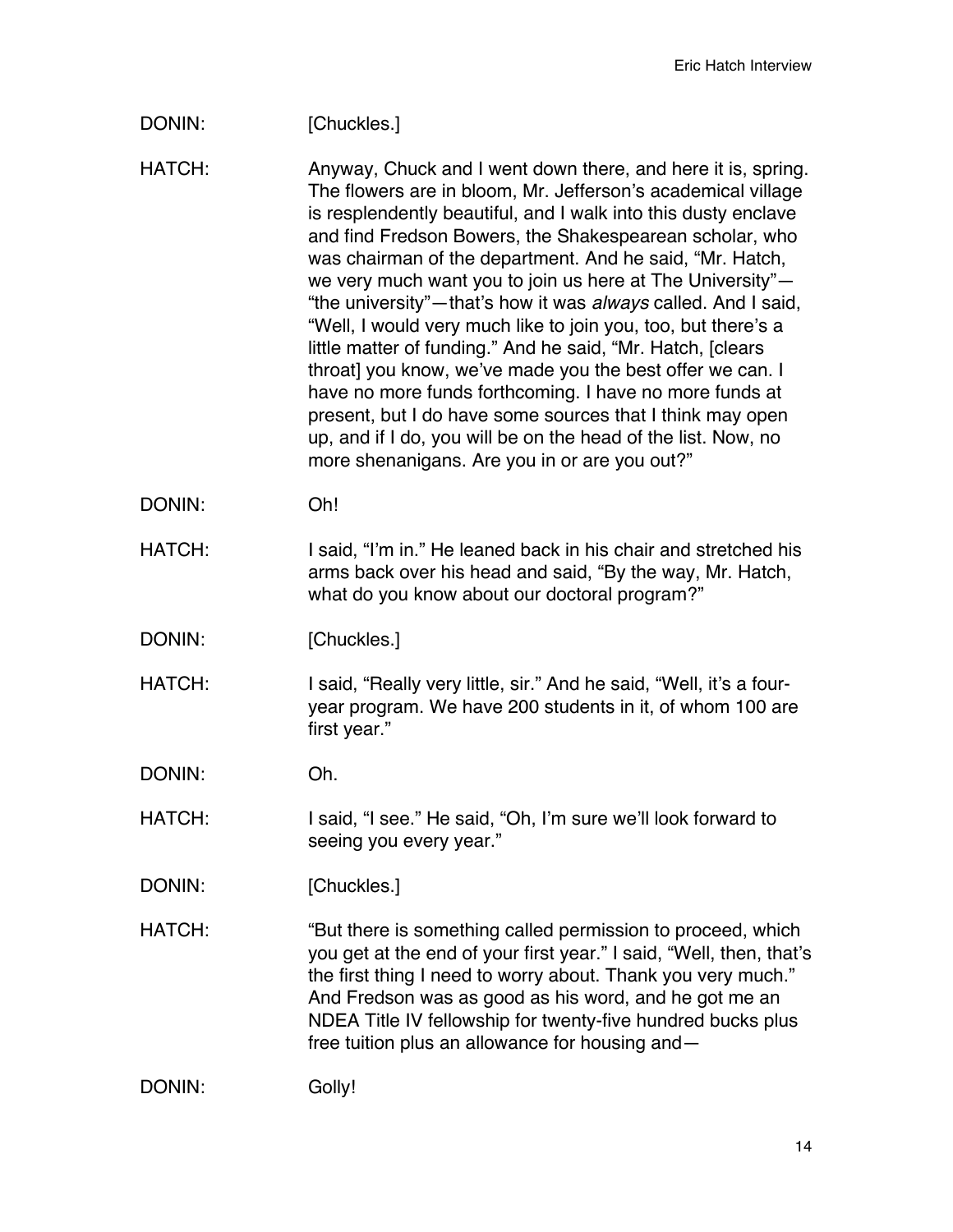DONIN: [Chuckles.]

HATCH: Anyway, Chuck and I went down there, and here it is, spring. The flowers are in bloom, Mr. Jefferson's academical village is resplendently beautiful, and I walk into this dusty enclave and find Fredson Bowers, the Shakespearean scholar, who was chairman of the department. And he said, "Mr. Hatch, we very much want you to join us here at The University"—"the university"—that's how it was *always* called. And I said, "Well, I would very much like to join you, too, but there's a little matter of funding." And he said, "Mr. Hatch, [clears throat] you know, we've made you the best offer we can. I have no more funds forthcoming. I have no more funds at present, but I do have some sources that I think may open up, and if I do, you will be on the head of the list. Now, no more shenanigans. Are you in or are you out?"

DONIN: Oh!

HATCH: I said, "I'm in." He leaned back in his chair and stretched his arms back over his head and said, "By the way, Mr. Hatch, what do you know about our doctoral program?"

DONIN: [Chuckles.]

HATCH: I said, "Really very little, sir." And he said, "Well, it's a four-year program. We have 200 students in it, of whom 100 are first year."

DONIN: Oh.

HATCH: I said, "I see." He said, "Oh, I'm sure we'll look forward to seeing you every year."

DONIN: [Chuckles.]

HATCH: "But there is something called permission to proceed, which you get at the end of your first year." I said, "Well, then, that's the first thing I need to worry about. Thank you very much." And Fredson was as good as his word, and he got me an NDEA Title IV fellowship for twenty-five hundred bucks plus free tuition plus an allowance for housing and—

DONIN: Golly!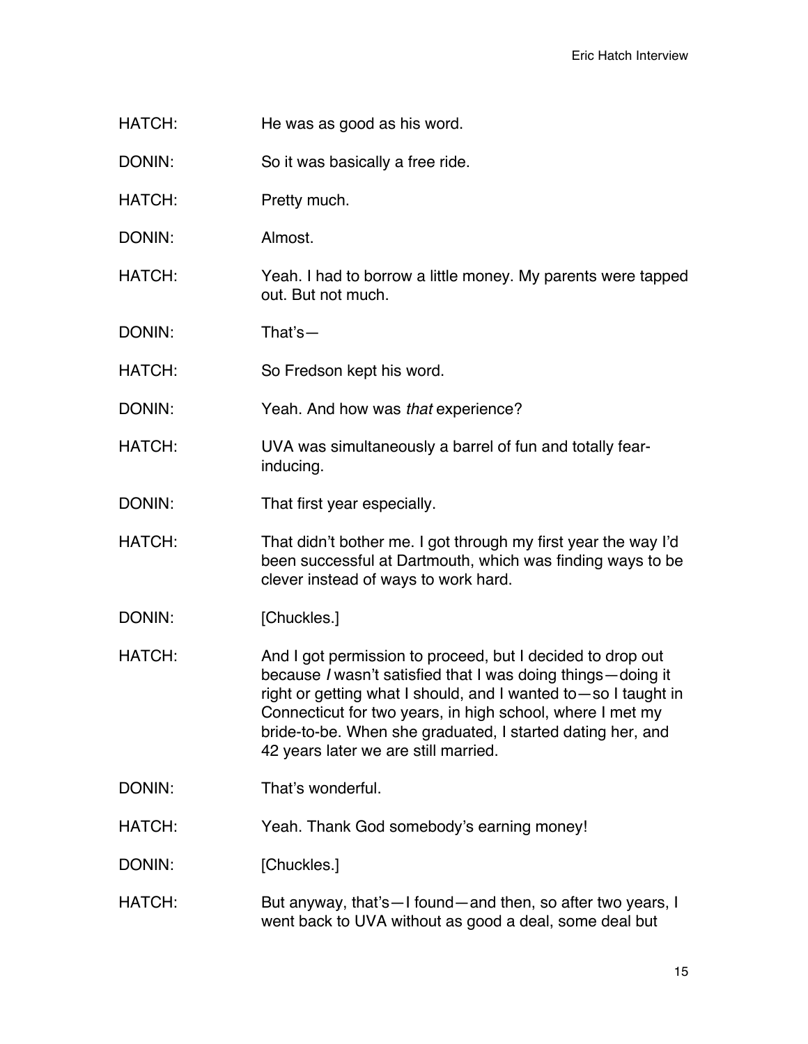HATCH: He was as good as his word.

DONIN: So it was basically a free ride.

HATCH: Pretty much.

DONIN: Almost.

HATCH: Yeah. I had to borrow a little money. My parents were tapped out. But not much.

DONIN: That's—

HATCH: So Fredson kept his word.

DONIN: Yeah. And how was *that* experience?

HATCH: UVA was simultaneously a barrel of fun and totally fear-inducing.

DONIN: That first year especially.

HATCH: That didn't bother me. I got through my first year the way I'd been successful at Dartmouth, which was finding ways to be clever instead of ways to work hard.

DONIN: [Chuckles.]

HATCH: And I got permission to proceed, but I decided to drop out because *I* wasn't satisfied that I was doing things—doing it right or getting what I should, and I wanted to—so I taught in Connecticut for two years, in high school, where I met my bride-to-be. When she graduated, I started dating her, and 42 years later we are still married.

DONIN: That's wonderful.

HATCH: Yeah. Thank God somebody's earning money!

DONIN: [Chuckles.]

HATCH: But anyway, that's—I found—and then, so after two years, I went back to UVA without as good a deal, some deal but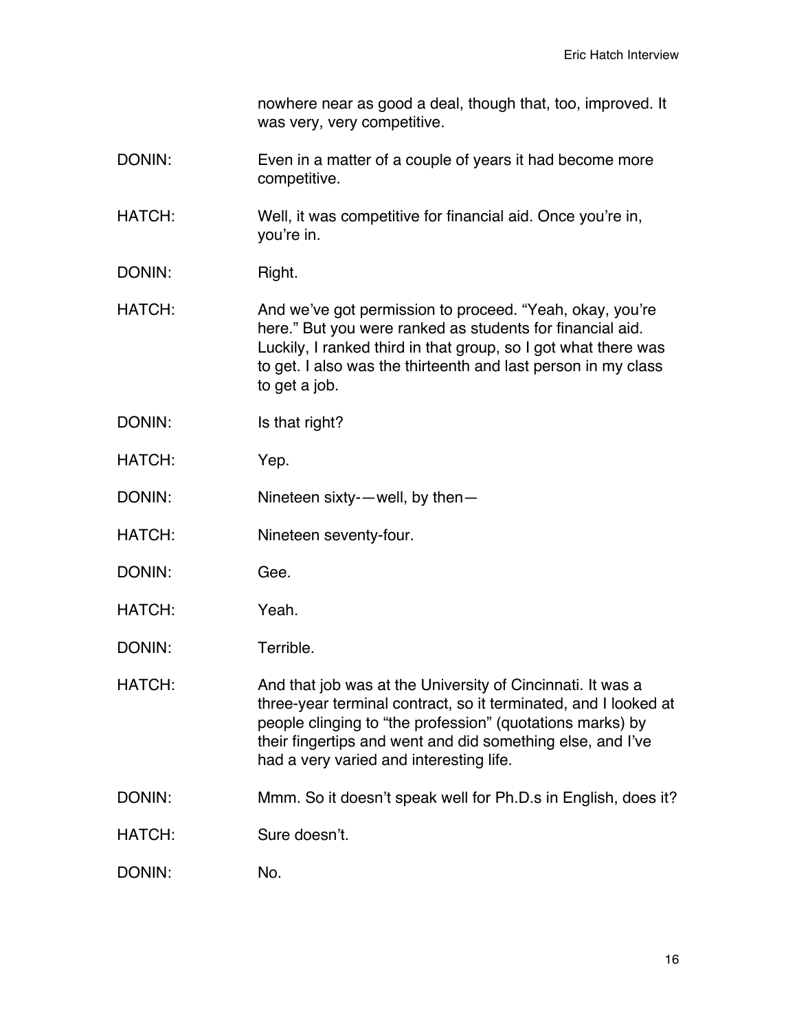nowhere near as good a deal, though that, too, improved. It was very, very competitive.

DONIN: Even in a matter of a couple of years it had become more competitive.

HATCH: Well, it was competitive for financial aid. Once you're in, you're in.

DONIN: Right.

HATCH: And we've got permission to proceed. "Yeah, okay, you're here." But you were ranked as students for financial aid. Luckily, I ranked third in that group, so I got what there was to get. I also was the thirteenth and last person in my class to get a job.

DONIN: Is that right?

HATCH: Yep.

DONIN: Nineteen sixty-—well, by then—

HATCH: Nineteen seventy-four.

DONIN: Gee.

HATCH: Yeah.

DONIN: Terrible.

HATCH: And that job was at the University of Cincinnati. It was a three-year terminal contract, so it terminated, and I looked at people clinging to "the profession" (quotations marks) by their fingertips and went and did something else, and I've had a very varied and interesting life.

DONIN: Mmm. So it doesn't speak well for Ph.D.s in English, does it?

HATCH: Sure doesn't.

DONIN: No.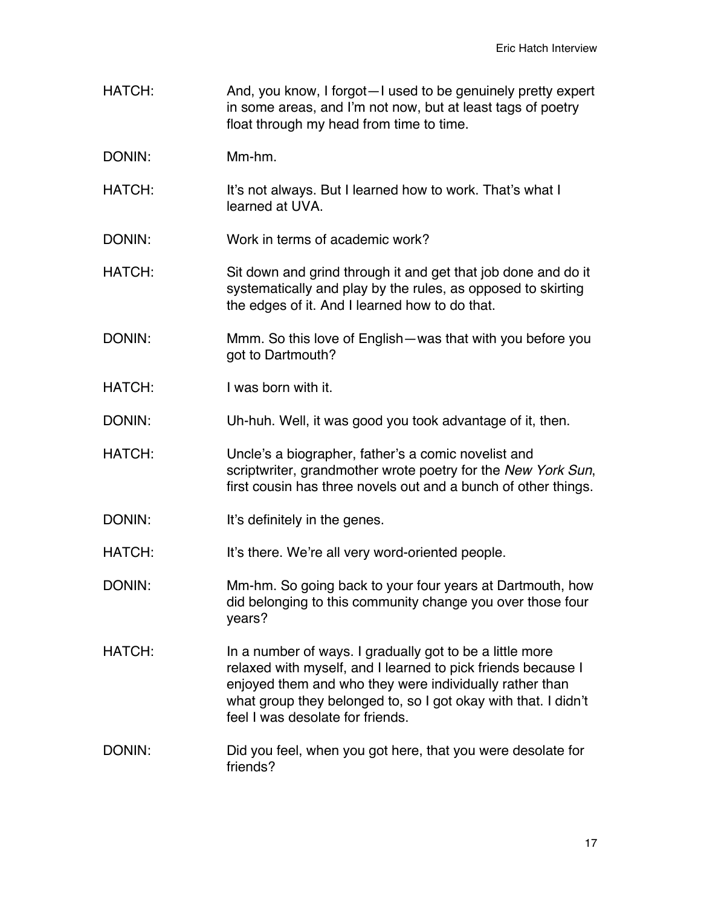HATCH: And, you know, I forgot—I used to be genuinely pretty expert in some areas, and I'm not now, but at least tags of poetry float through my head from time to time.

DONIN: Mm-hm.

HATCH: It's not always. But I learned how to work. That's what I learned at UVA.

DONIN: Work in terms of academic work?

HATCH: Sit down and grind through it and get that job done and do it systematically and play by the rules, as opposed to skirting the edges of it. And I learned how to do that.

DONIN: Mmm. So this love of English—was that with you before you got to Dartmouth?

HATCH: I was born with it.

DONIN: Uh-huh. Well, it was good you took advantage of it, then.

HATCH: Uncle's a biographer, father's a comic novelist and scriptwriter, grandmother wrote poetry for the *New York Sun*, first cousin has three novels out and a bunch of other things.

DONIN: It's definitely in the genes.

HATCH: It's there. We're all very word-oriented people.

DONIN: Mm-hm. So going back to your four years at Dartmouth, how did belonging to this community change you over those four years?

HATCH: In a number of ways. I gradually got to be a little more relaxed with myself, and I learned to pick friends because I enjoyed them and who they were individually rather than what group they belonged to, so I got okay with that. I didn't feel I was desolate for friends.

DONIN: Did you feel, when you got here, that you were desolate for friends?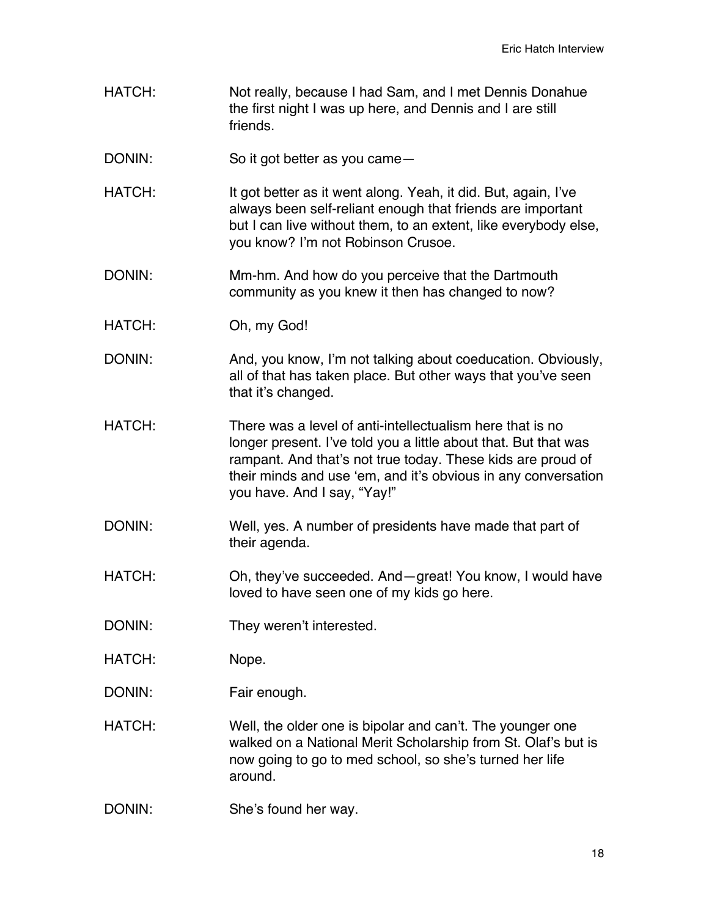HATCH: Not really, because I had Sam, and I met Dennis Donahue the first night I was up here, and Dennis and I are still friends.

DONIN: So it got better as you came—

HATCH: It got better as it went along. Yeah, it did. But, again, I've always been self-reliant enough that friends are important but I can live without them, to an extent, like everybody else, you know? I'm not Robinson Crusoe.

DONIN: Mm-hm. And how do you perceive that the Dartmouth community as you knew it then has changed to now?

HATCH: Oh, my God!

DONIN: And, you know, I'm not talking about coeducation. Obviously, all of that has taken place. But other ways that you've seen that it's changed.

HATCH: There was a level of anti-intellectualism here that is no longer present. I've told you a little about that. But that was rampant. And that's not true today. These kids are proud of their minds and use 'em, and it's obvious in any conversation you have. And I say, "Yay!"

DONIN: Well, yes. A number of presidents have made that part of their agenda.

HATCH: Oh, they've succeeded. And—great! You know, I would have loved to have seen one of my kids go here.

DONIN: They weren't interested.

HATCH: Nope.

DONIN: Fair enough.

HATCH: Well, the older one is bipolar and can't. The younger one walked on a National Merit Scholarship from St. Olaf's but is now going to go to med school, so she's turned her life around.

DONIN: She's found her way.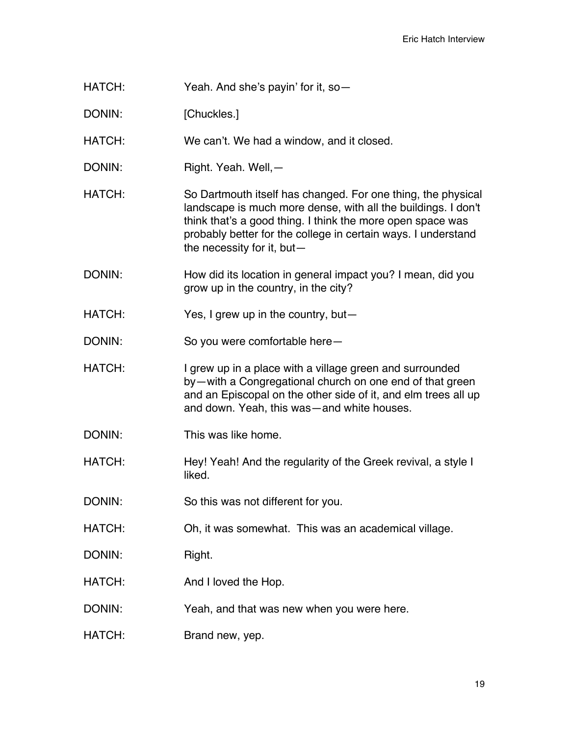HATCH: Yeah. And she's payin' for it, so—

DONIN: [Chuckles.]

HATCH: We can't. We had a window, and it closed.

DONIN: Right. Yeah. Well,—

HATCH: So Dartmouth itself has changed. For one thing, the physical landscape is much more dense, with all the buildings. I don't think that's a good thing. I think the more open space was probably better for the college in certain ways. I understand the necessity for it, but—

DONIN: How did its location in general impact you? I mean, did you grow up in the country, in the city?

HATCH: Yes, I grew up in the country, but—

DONIN: So you were comfortable here—

HATCH: I grew up in a place with a village green and surrounded by—with a Congregational church on one end of that green and an Episcopal on the other side of it, and elm trees all up and down. Yeah, this was—and white houses.

DONIN: This was like home.

HATCH: Hey! Yeah! And the regularity of the Greek revival, a style I liked.

DONIN: So this was not different for you.

HATCH: Oh, it was somewhat. This was an academical village.

DONIN: Right.

HATCH: And I loved the Hop.

DONIN: Yeah, and that was new when you were here.

HATCH: Brand new, yep.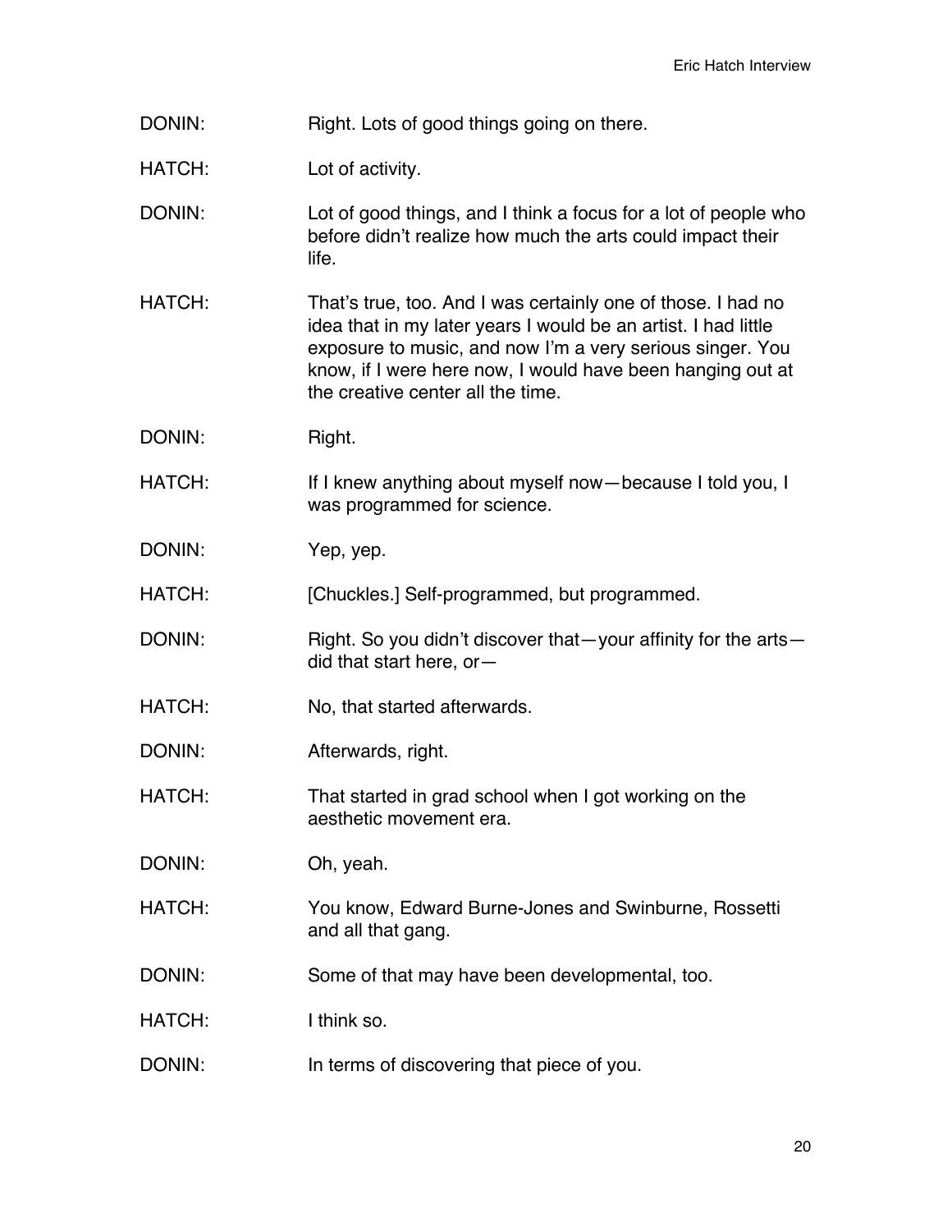DONIN: Right. Lots of good things going on there.

HATCH: Lot of activity.

DONIN: Lot of good things, and I think a focus for a lot of people who before didn't realize how much the arts could impact their life.

HATCH: That's true, too. And I was certainly one of those. I had no idea that in my later years I would be an artist. I had little exposure to music, and now I'm a very serious singer. You know, if I were here now, I would have been hanging out at the creative center all the time.

DONIN: Right.

HATCH: If I knew anything about myself now—because I told you, I was programmed for science.

DONIN: Yep, yep.

HATCH: [Chuckles.] Self-programmed, but programmed.

DONIN: Right. So you didn't discover that—your affinity for the arts—did that start here, or—

HATCH: No, that started afterwards.

DONIN: Afterwards, right.

HATCH: That started in grad school when I got working on the aesthetic movement era.

DONIN: Oh, yeah.

HATCH: You know, Edward Burne-Jones and Swinburne, Rossetti and all that gang.

DONIN: Some of that may have been developmental, too.

HATCH: I think so.

DONIN: In terms of discovering that piece of you.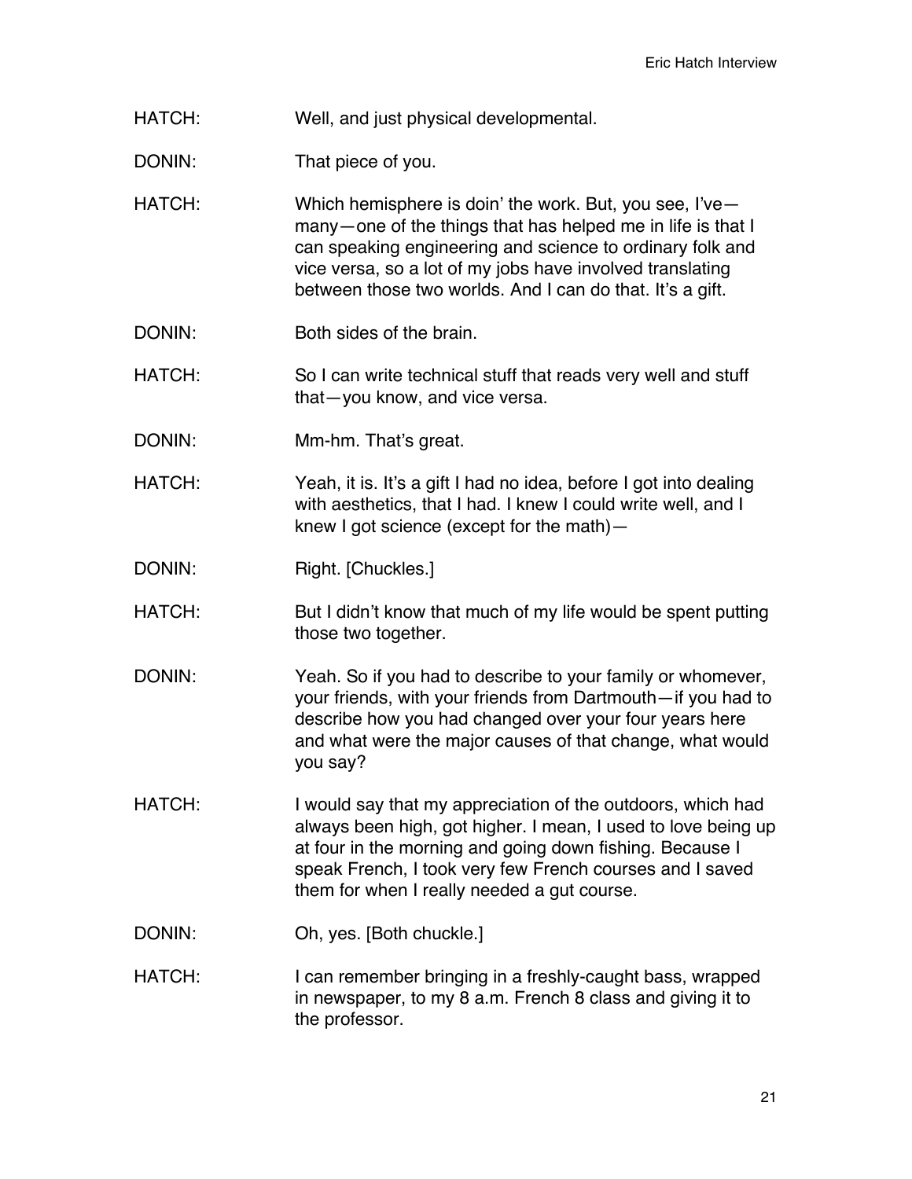HATCH: Well, and just physical developmental.

DONIN: That piece of you.

HATCH: Which hemisphere is doin' the work. But, you see, I've—many—one of the things that has helped me in life is that I can speaking engineering and science to ordinary folk and vice versa, so a lot of my jobs have involved translating between those two worlds. And I can do that. It's a gift.

DONIN: Both sides of the brain.

HATCH: So I can write technical stuff that reads very well and stuff that—you know, and vice versa.

DONIN: Mm-hm. That's great.

HATCH: Yeah, it is. It's a gift I had no idea, before I got into dealing with aesthetics, that I had. I knew I could write well, and I knew I got science (except for the math)—

DONIN: Right. [Chuckles.]

HATCH: But I didn't know that much of my life would be spent putting those two together.

DONIN: Yeah. So if you had to describe to your family or whomever, your friends, with your friends from Dartmouth—if you had to describe how you had changed over your four years here and what were the major causes of that change, what would you say?

HATCH: I would say that my appreciation of the outdoors, which had always been high, got higher. I mean, I used to love being up at four in the morning and going down fishing. Because I speak French, I took very few French courses and I saved them for when I really needed a gut course.

DONIN: Oh, yes. [Both chuckle.]

HATCH: I can remember bringing in a freshly-caught bass, wrapped in newspaper, to my 8 a.m. French 8 class and giving it to the professor.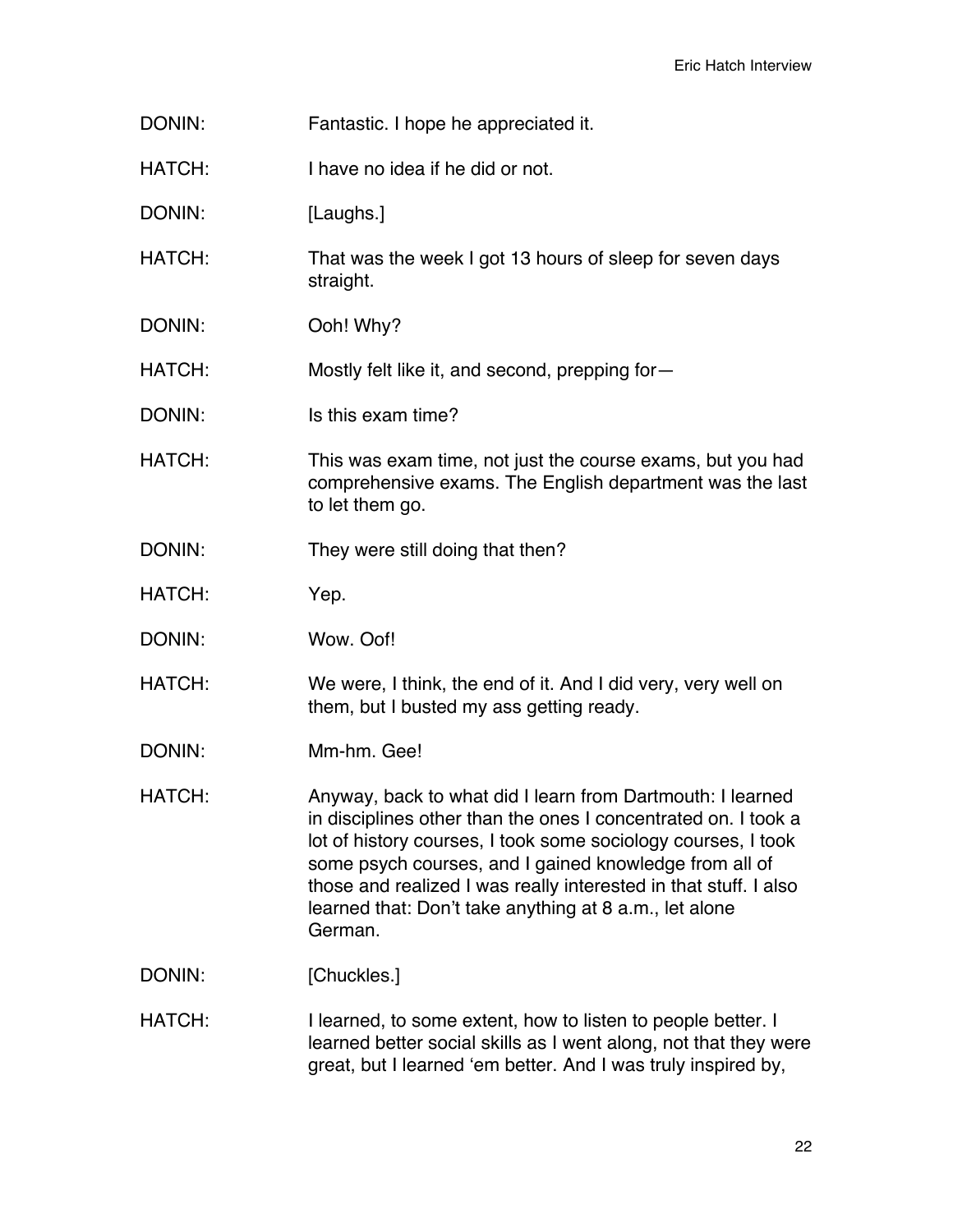DONIN: Fantastic. I hope he appreciated it.

HATCH: I have no idea if he did or not.

DONIN: [Laughs.]

HATCH: That was the week I got 13 hours of sleep for seven days straight.

DONIN: Ooh! Why?

HATCH: Mostly felt like it, and second, prepping for—

DONIN: Is this exam time?

HATCH: This was exam time, not just the course exams, but you had comprehensive exams. The English department was the last to let them go.

DONIN: They were still doing that then?

HATCH: Yep.

DONIN: Wow. Oof!

HATCH: We were, I think, the end of it. And I did very, very well on them, but I busted my ass getting ready.

DONIN: Mm-hm. Gee!

HATCH: Anyway, back to what did I learn from Dartmouth: I learned in disciplines other than the ones I concentrated on. I took a lot of history courses, I took some sociology courses, I took some psych courses, and I gained knowledge from all of those and realized I was really interested in that stuff. I also learned that: Don't take anything at 8 a.m., let alone German.

DONIN: [Chuckles.]

HATCH: I learned, to some extent, how to listen to people better. I learned better social skills as I went along, not that they were great, but I learned 'em better. And I was truly inspired by,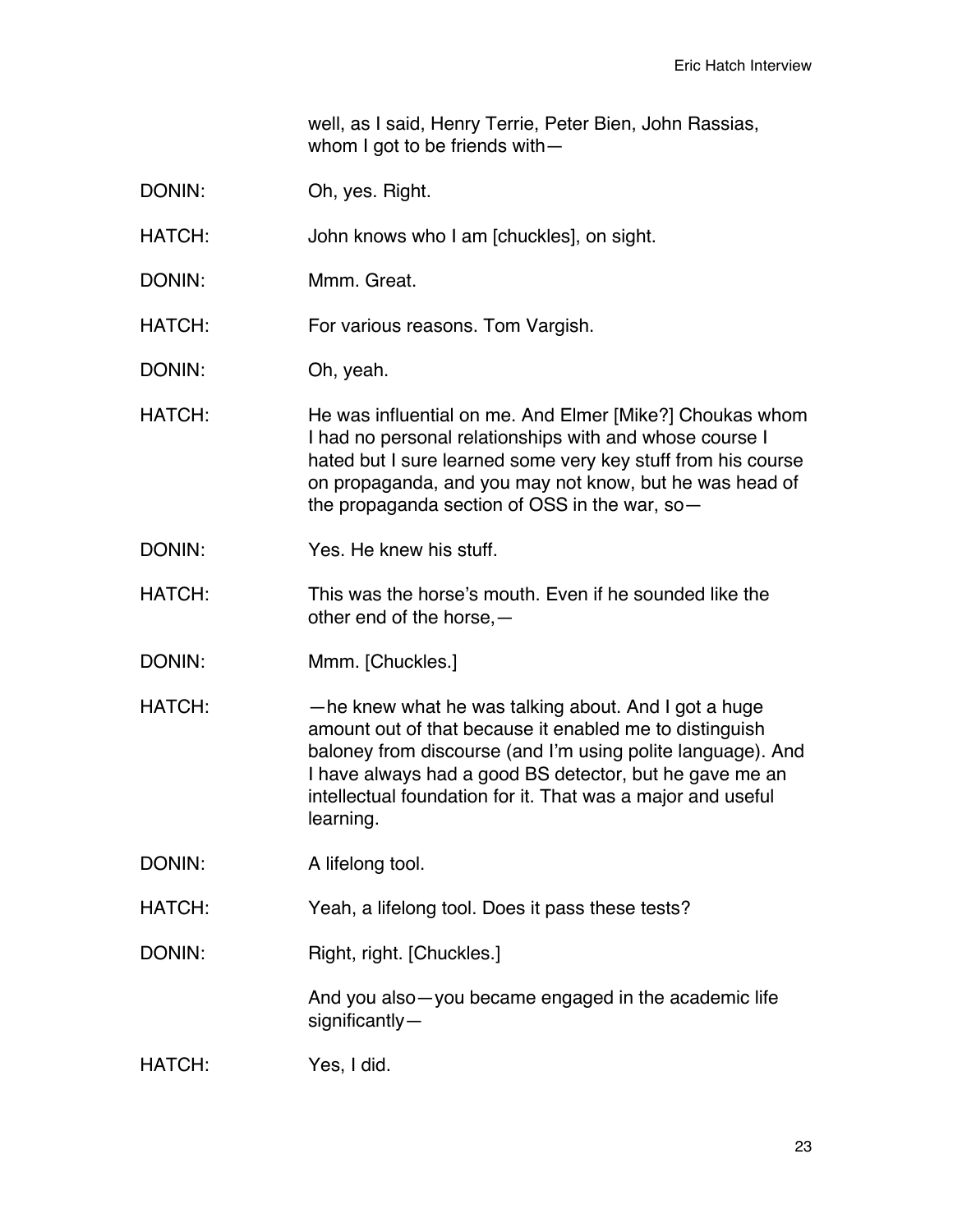well, as I said, Henry Terrie, Peter Bien, John Rassias, whom I got to be friends with—

DONIN: Oh, yes. Right.

HATCH: John knows who I am [chuckles], on sight.

DONIN: Mmm. Great.

HATCH: For various reasons. Tom Vargish.

DONIN: Oh, yeah.

HATCH: He was influential on me. And Elmer [Mike?] Choukas whom I had no personal relationships with and whose course I hated but I sure learned some very key stuff from his course on propaganda, and you may not know, but he was head of the propaganda section of OSS in the war, so—

DONIN: Yes. He knew his stuff.

HATCH: This was the horse's mouth. Even if he sounded like the other end of the horse,—

DONIN: Mmm. [Chuckles.]

HATCH: —he knew what he was talking about. And I got a huge amount out of that because it enabled me to distinguish baloney from discourse (and I'm using polite language). And I have always had a good BS detector, but he gave me an intellectual foundation for it. That was a major and useful learning.

DONIN: A lifelong tool.

HATCH: Yeah, a lifelong tool. Does it pass these tests?

DONIN: Right, right. [Chuckles.]

And you also—you became engaged in the academic life significantly—

HATCH: Yes, I did.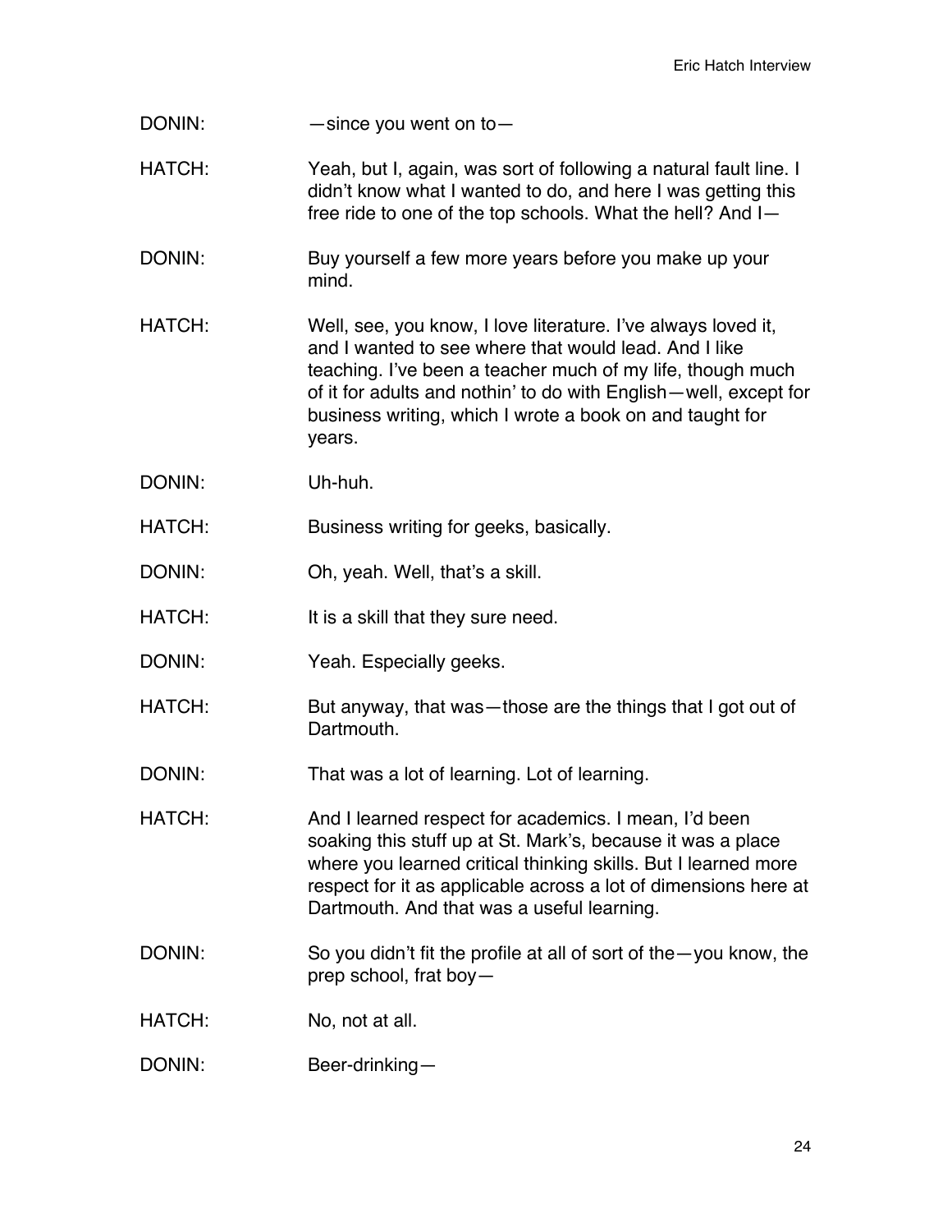DONIN: —since you went on to—

HATCH: Yeah, but I, again, was sort of following a natural fault line. I didn't know what I wanted to do, and here I was getting this free ride to one of the top schools. What the hell? And I—

DONIN: Buy yourself a few more years before you make up your mind.

HATCH: Well, see, you know, I love literature. I've always loved it, and I wanted to see where that would lead. And I like teaching. I've been a teacher much of my life, though much of it for adults and nothin' to do with English—well, except for business writing, which I wrote a book on and taught for years.

DONIN: Uh-huh.

HATCH: Business writing for geeks, basically.

DONIN: Oh, yeah. Well, that's a skill.

HATCH: It is a skill that they sure need.

DONIN: Yeah. Especially geeks.

HATCH: But anyway, that was—those are the things that I got out of Dartmouth.

DONIN: That was a lot of learning. Lot of learning.

HATCH: And I learned respect for academics. I mean, I'd been soaking this stuff up at St. Mark's, because it was a place where you learned critical thinking skills. But I learned more respect for it as applicable across a lot of dimensions here at Dartmouth. And that was a useful learning.

DONIN: So you didn't fit the profile at all of sort of the—you know, the prep school, frat boy—

HATCH: No, not at all.

DONIN: Beer-drinking—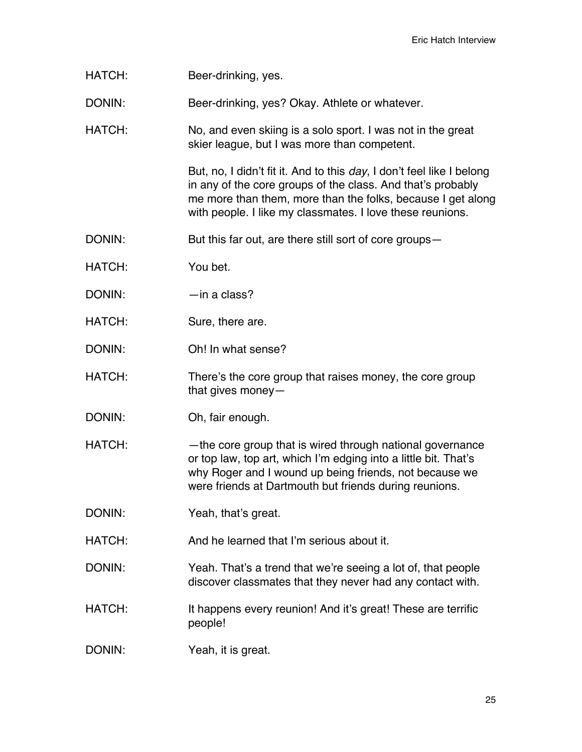HATCH: Beer-drinking, yes.

DONIN: Beer-drinking, yes? Okay. Athlete or whatever.

HATCH: No, and even skiing is a solo sport. I was not in the great skier league, but I was more than competent.

But, no, I didn't fit it. And to this *day*, I don't feel like I belong in any of the core groups of the class. And that's probably me more than them, more than the folks, because I get along with people. I like my classmates. I love these reunions.

DONIN: But this far out, are there still sort of core groups—

HATCH: You bet.

DONIN: —in a class?

HATCH: Sure, there are.

DONIN: Oh! In what sense?

HATCH: There's the core group that raises money, the core group that gives money—

DONIN: Oh, fair enough.

HATCH: —the core group that is wired through national governance or top law, top art, which I'm edging into a little bit. That's why Roger and I wound up being friends, not because we were friends at Dartmouth but friends during reunions.

DONIN: Yeah, that's great.

HATCH: And he learned that I'm serious about it.

DONIN: Yeah. That's a trend that we're seeing a lot of, that people discover classmates that they never had any contact with.

HATCH: It happens every reunion! And it's great! These are terrific people!

DONIN: Yeah, it is great.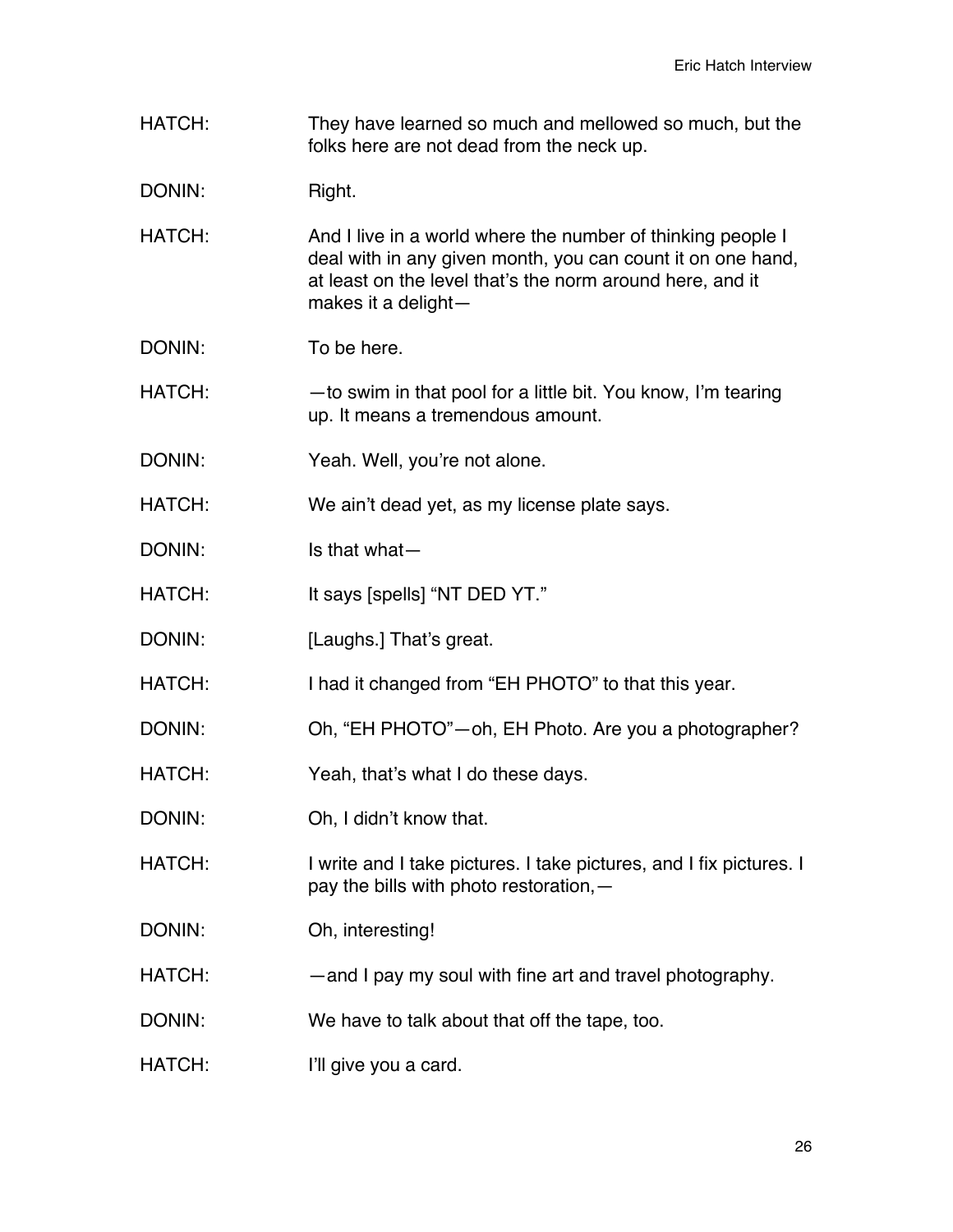HATCH: They have learned so much and mellowed so much, but the folks here are not dead from the neck up.

DONIN: Right.

HATCH: And I live in a world where the number of thinking people I deal with in any given month, you can count it on one hand, at least on the level that's the norm around here, and it makes it a delight—

DONIN: To be here.

HATCH: —to swim in that pool for a little bit. You know, I'm tearing up. It means a tremendous amount.

DONIN: Yeah. Well, you're not alone.

HATCH: We ain't dead yet, as my license plate says.

DONIN: Is that what—

HATCH: It says [spells] "NT DED YT."

DONIN: [Laughs.] That's great.

HATCH: I had it changed from "EH PHOTO" to that this year.

DONIN: Oh, "EH PHOTO"—oh, EH Photo. Are you a photographer?

HATCH: Yeah, that's what I do these days.

DONIN: Oh, I didn't know that.

HATCH: I write and I take pictures. I take pictures, and I fix pictures. I pay the bills with photo restoration,—

DONIN: Oh, interesting!

HATCH: —and I pay my soul with fine art and travel photography.

DONIN: We have to talk about that off the tape, too.

HATCH: I'll give you a card.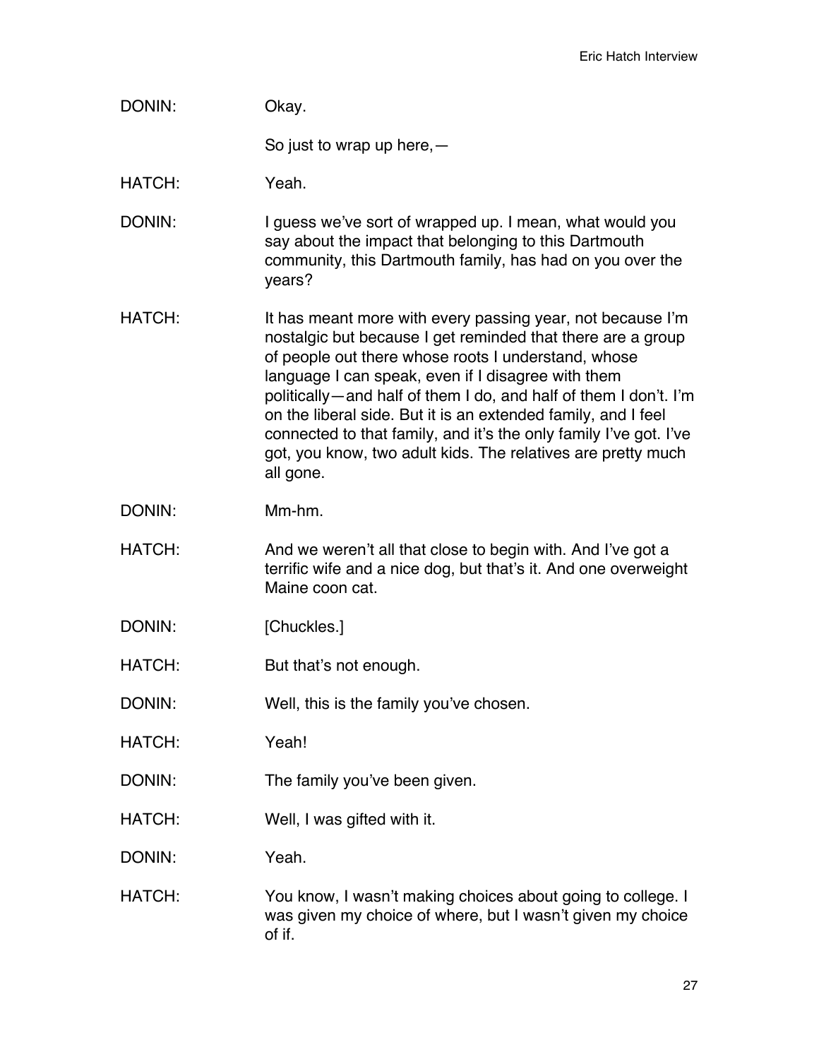DONIN: Okay.

So just to wrap up here,—

HATCH: Yeah.

DONIN: I guess we've sort of wrapped up. I mean, what would you say about the impact that belonging to this Dartmouth community, this Dartmouth family, has had on you over the years?

HATCH: It has meant more with every passing year, not because I'm nostalgic but because I get reminded that there are a group of people out there whose roots I understand, whose language I can speak, even if I disagree with them politically—and half of them I do, and half of them I don't. I'm on the liberal side. But it is an extended family, and I feel connected to that family, and it's the only family I've got. I've got, you know, two adult kids. The relatives are pretty much all gone.

DONIN: Mm-hm.

HATCH: And we weren't all that close to begin with. And I've got a terrific wife and a nice dog, but that's it. And one overweight Maine coon cat.

DONIN: [Chuckles.]

HATCH: But that's not enough.

DONIN: Well, this is the family you've chosen.

HATCH: Yeah!

DONIN: The family you've been given.

HATCH: Well, I was gifted with it.

DONIN: Yeah.

HATCH: You know, I wasn't making choices about going to college. I was given my choice of where, but I wasn't given my choice of if.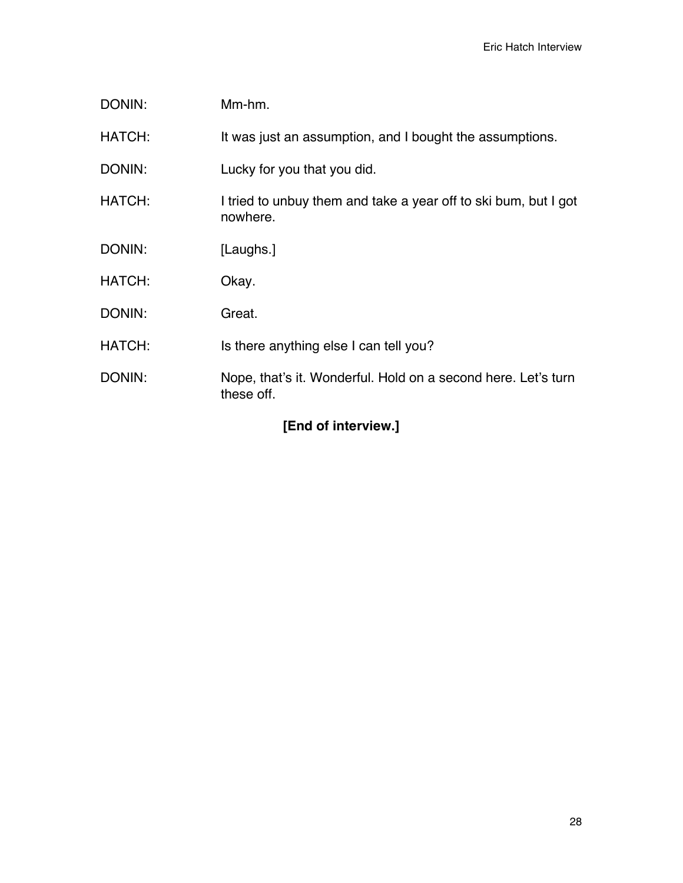DONIN: Mm-hm.

HATCH: It was just an assumption, and I bought the assumptions.

DONIN: Lucky for you that you did.

HATCH: I tried to unbuy them and take a year off to ski bum, but I got nowhere.

DONIN: [Laughs.]

HATCH: Okay.

DONIN: Great.

HATCH: Is there anything else I can tell you?

DONIN: Nope, that's it. Wonderful. Hold on a second here. Let's turn these off.

**[End of interview.]**